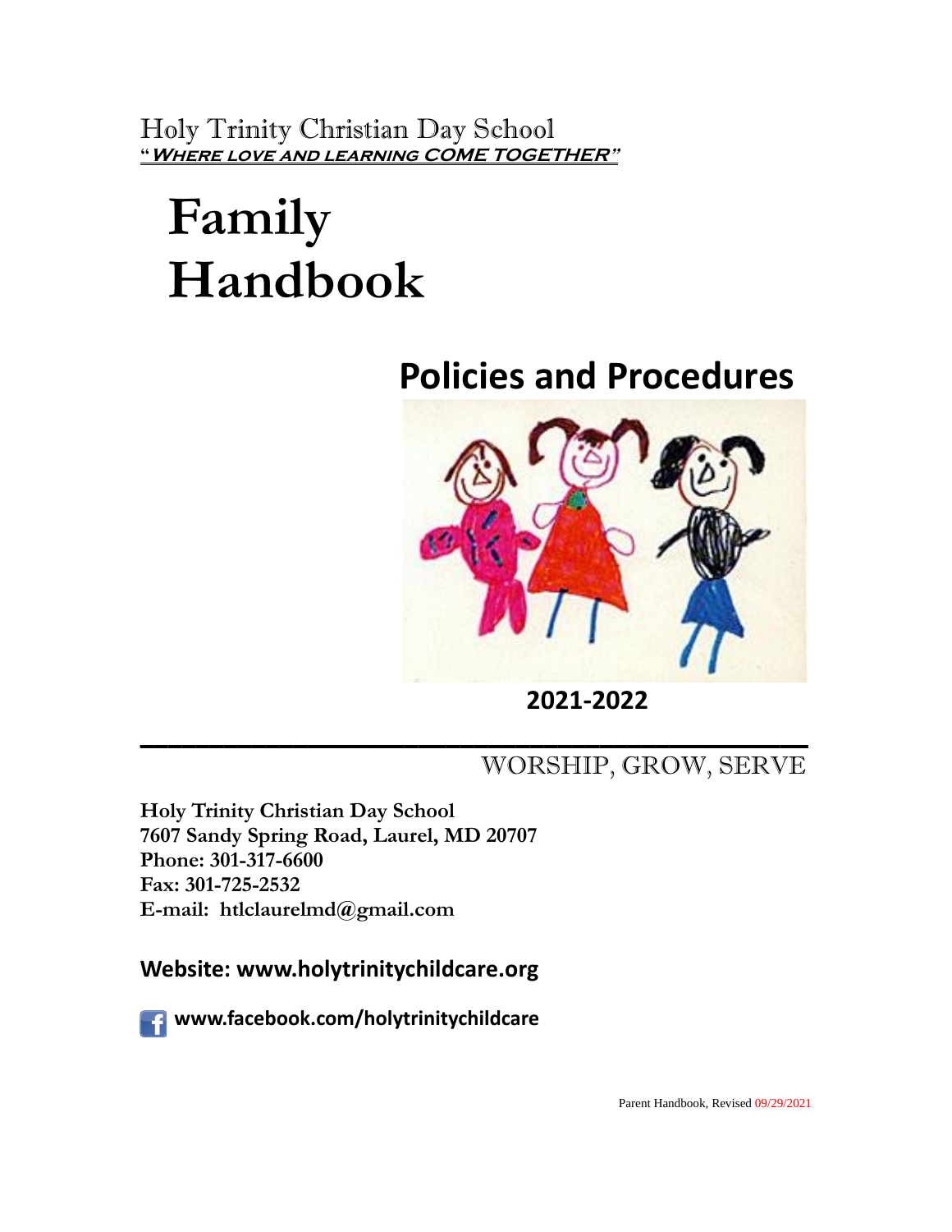Holy Trinity Christian Day School
**"Where love and learning COME TOGETHER"**

# Family Handbook

## Policies and Procedures

**2021-2022**

WORSHIP, GROW, SERVE

**Holy Trinity Christian Day School**
**7607 Sandy Spring Road, Laurel, MD 20707**
**Phone: 301-317-6600**
**Fax: 301-725-2532**
**E-mail: htlclaurelmd@gmail.com**

**Website: www.holytrinitychildcare.org**

**www.facebook.com/holytrinitychildcare**

Parent Handbook, Revised 09/29/2021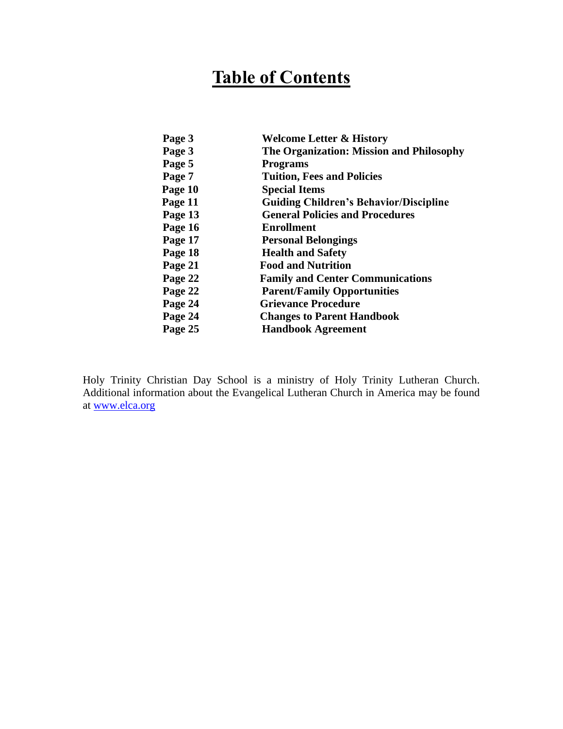# Table of Contents

| | |
|---|---|
| **Page 3** | **Welcome Letter & History** |
| **Page 3** | **The Organization: Mission and Philosophy** |
| **Page 5** | **Programs** |
| **Page 7** | **Tuition, Fees and Policies** |
| **Page 10** | **Special Items** |
| **Page 11** | **Guiding Children's Behavior/Discipline** |
| **Page 13** | **General Policies and Procedures** |
| **Page 16** | **Enrollment** |
| **Page 17** | **Personal Belongings** |
| **Page 18** | **Health and Safety** |
| **Page 21** | **Food and Nutrition** |
| **Page 22** | **Family and Center Communications** |
| **Page 22** | **Parent/Family Opportunities** |
| **Page 24** | **Grievance Procedure** |
| **Page 24** | **Changes to Parent Handbook** |
| **Page 25** | **Handbook Agreement** |

Holy Trinity Christian Day School is a ministry of Holy Trinity Lutheran Church. Additional information about the Evangelical Lutheran Church in America may be found at www.elca.org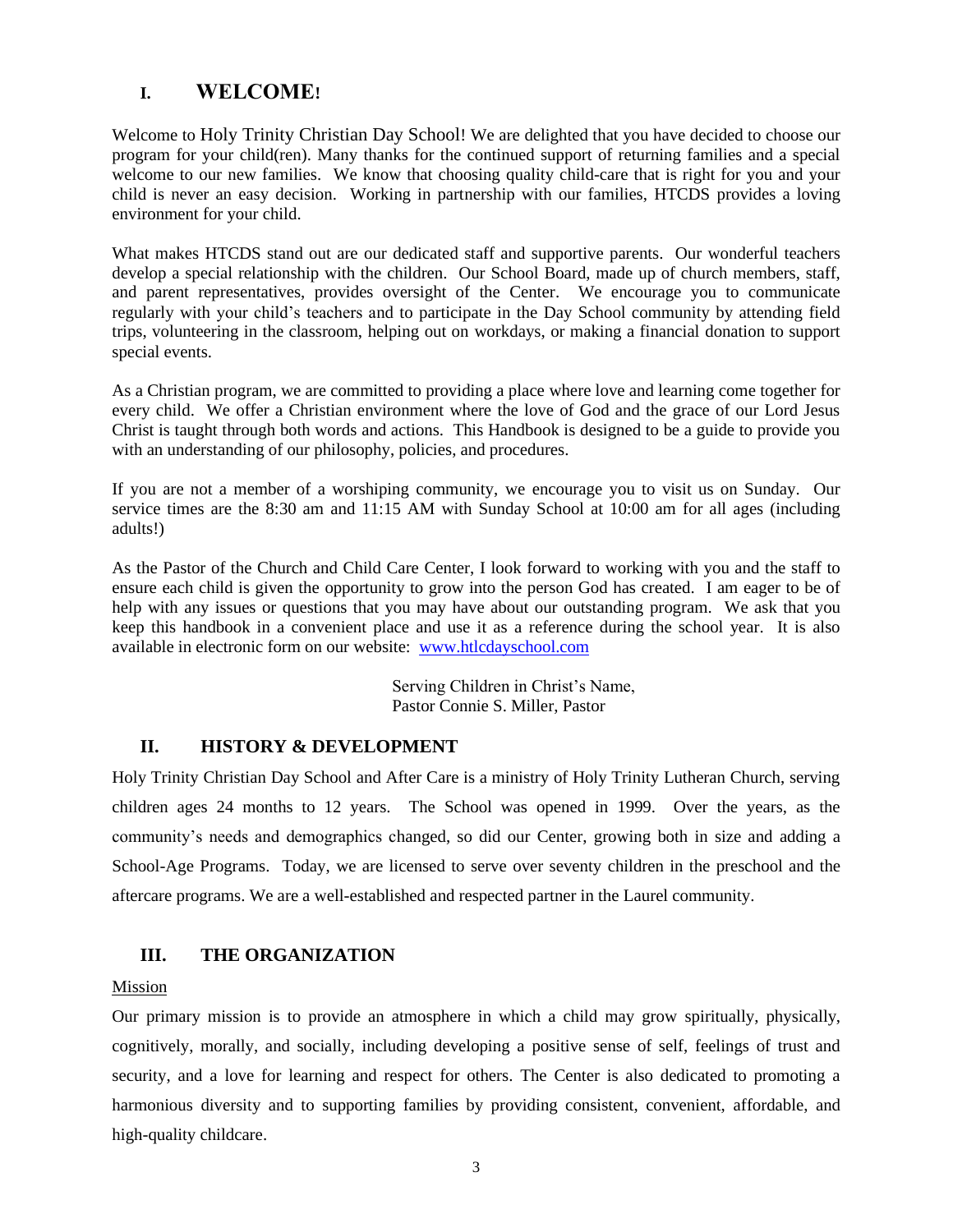# I. WELCOME!

Welcome to Holy Trinity Christian Day School! We are delighted that you have decided to choose our program for your child(ren). Many thanks for the continued support of returning families and a special welcome to our new families. We know that choosing quality child-care that is right for you and your child is never an easy decision. Working in partnership with our families, HTCDS provides a loving environment for your child.

What makes HTCDS stand out are our dedicated staff and supportive parents. Our wonderful teachers develop a special relationship with the children. Our School Board, made up of church members, staff, and parent representatives, provides oversight of the Center. We encourage you to communicate regularly with your child's teachers and to participate in the Day School community by attending field trips, volunteering in the classroom, helping out on workdays, or making a financial donation to support special events.

As a Christian program, we are committed to providing a place where love and learning come together for every child. We offer a Christian environment where the love of God and the grace of our Lord Jesus Christ is taught through both words and actions. This Handbook is designed to be a guide to provide you with an understanding of our philosophy, policies, and procedures.

If you are not a member of a worshiping community, we encourage you to visit us on Sunday. Our service times are the 8:30 am and 11:15 AM with Sunday School at 10:00 am for all ages (including adults!)

As the Pastor of the Church and Child Care Center, I look forward to working with you and the staff to ensure each child is given the opportunity to grow into the person God has created. I am eager to be of help with any issues or questions that you may have about our outstanding program. We ask that you keep this handbook in a convenient place and use it as a reference during the school year. It is also available in electronic form on our website: [www.htlcdayschool.com](http://www.htlcdayschool.com)

Serving Children in Christ's Name,
Pastor Connie S. Miller, Pastor

# II. HISTORY & DEVELOPMENT

Holy Trinity Christian Day School and After Care is a ministry of Holy Trinity Lutheran Church, serving children ages 24 months to 12 years. The School was opened in 1999. Over the years, as the community's needs and demographics changed, so did our Center, growing both in size and adding a School-Age Programs. Today, we are licensed to serve over seventy children in the preschool and the aftercare programs. We are a well-established and respected partner in the Laurel community.

# III. THE ORGANIZATION

Mission

Our primary mission is to provide an atmosphere in which a child may grow spiritually, physically, cognitively, morally, and socially, including developing a positive sense of self, feelings of trust and security, and a love for learning and respect for others. The Center is also dedicated to promoting a harmonious diversity and to supporting families by providing consistent, convenient, affordable, and high-quality childcare.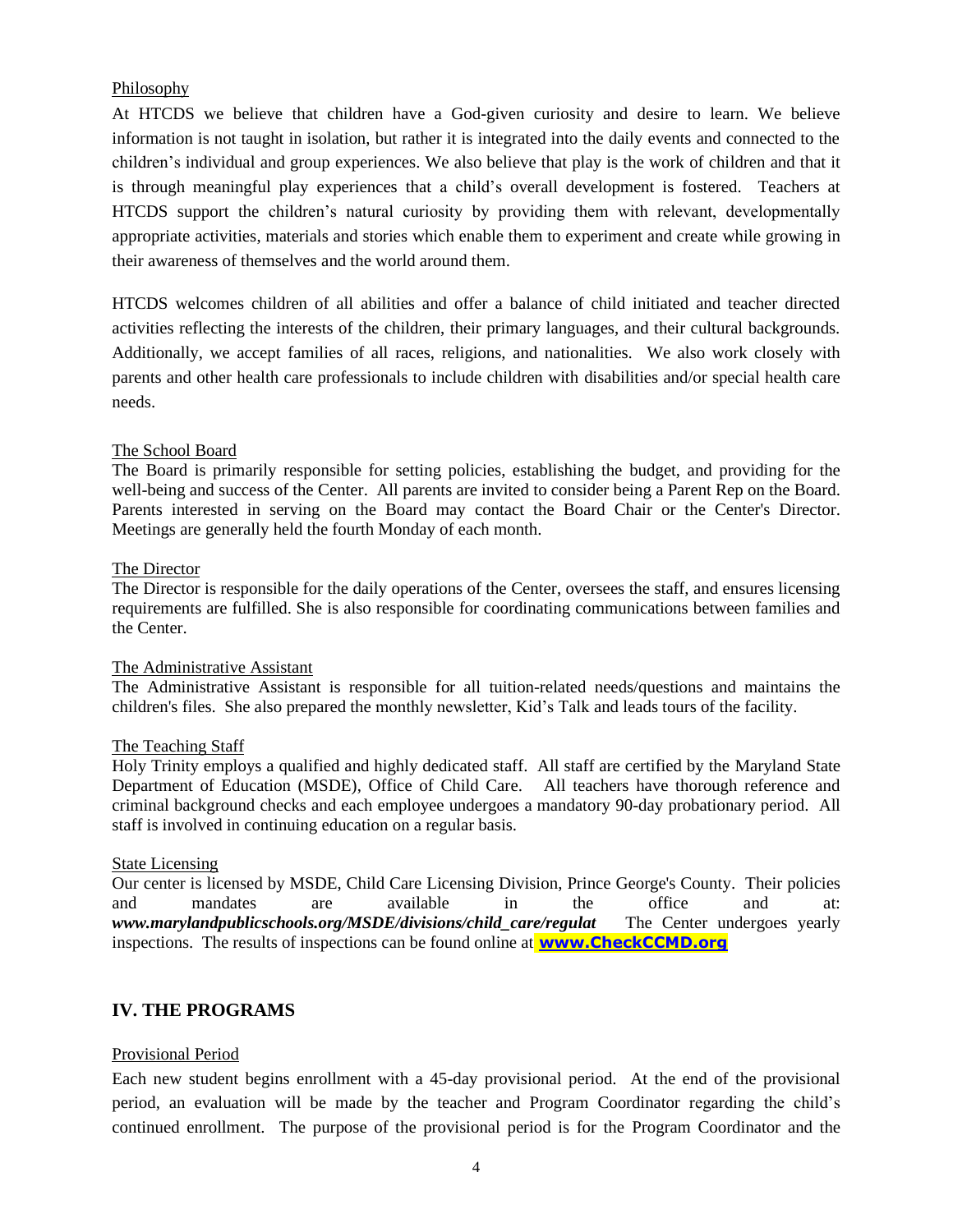Philosophy

At HTCDS we believe that children have a God-given curiosity and desire to learn. We believe information is not taught in isolation, but rather it is integrated into the daily events and connected to the children's individual and group experiences. We also believe that play is the work of children and that it is through meaningful play experiences that a child's overall development is fostered. Teachers at HTCDS support the children's natural curiosity by providing them with relevant, developmentally appropriate activities, materials and stories which enable them to experiment and create while growing in their awareness of themselves and the world around them.

HTCDS welcomes children of all abilities and offer a balance of child initiated and teacher directed activities reflecting the interests of the children, their primary languages, and their cultural backgrounds. Additionally, we accept families of all races, religions, and nationalities. We also work closely with parents and other health care professionals to include children with disabilities and/or special health care needs.

The School Board

The Board is primarily responsible for setting policies, establishing the budget, and providing for the well-being and success of the Center. All parents are invited to consider being a Parent Rep on the Board. Parents interested in serving on the Board may contact the Board Chair or the Center's Director. Meetings are generally held the fourth Monday of each month.

The Director

The Director is responsible for the daily operations of the Center, oversees the staff, and ensures licensing requirements are fulfilled. She is also responsible for coordinating communications between families and the Center.

The Administrative Assistant

The Administrative Assistant is responsible for all tuition-related needs/questions and maintains the children's files. She also prepared the monthly newsletter, Kid's Talk and leads tours of the facility.

The Teaching Staff

Holy Trinity employs a qualified and highly dedicated staff. All staff are certified by the Maryland State Department of Education (MSDE), Office of Child Care. All teachers have thorough reference and criminal background checks and each employee undergoes a mandatory 90-day probationary period. All staff is involved in continuing education on a regular basis.

State Licensing

Our center is licensed by MSDE, Child Care Licensing Division, Prince George's County. Their policies and mandates are available in the office and at: ***www.marylandpublicschools.org/MSDE/divisions/child_care/regulat*** The Center undergoes yearly inspections. The results of inspections can be found online at **www.CheckCCMD.org**

## IV. THE PROGRAMS

Provisional Period

Each new student begins enrollment with a 45-day provisional period. At the end of the provisional period, an evaluation will be made by the teacher and Program Coordinator regarding the child's continued enrollment. The purpose of the provisional period is for the Program Coordinator and the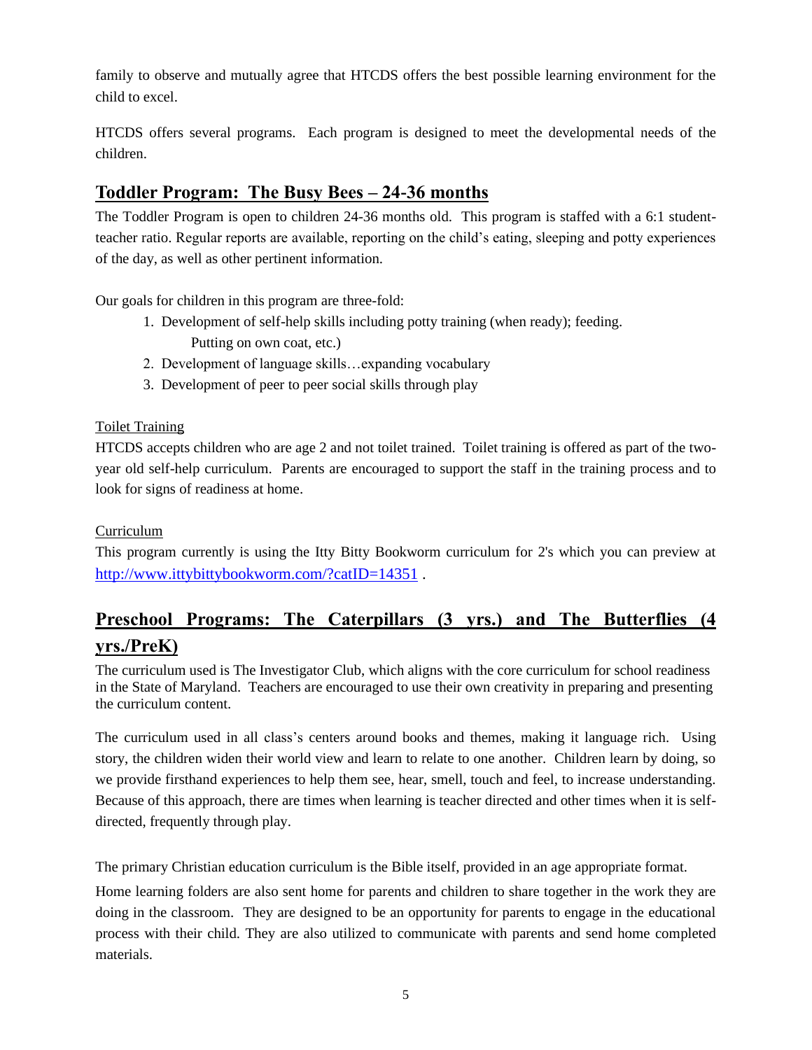family to observe and mutually agree that HTCDS offers the best possible learning environment for the child to excel.

HTCDS offers several programs. Each program is designed to meet the developmental needs of the children.

## Toddler Program: The Busy Bees – 24-36 months

The Toddler Program is open to children 24-36 months old. This program is staffed with a 6:1 student-teacher ratio. Regular reports are available, reporting on the child's eating, sleeping and potty experiences of the day, as well as other pertinent information.

Our goals for children in this program are three-fold:

1. Development of self-help skills including potty training (when ready); feeding. Putting on own coat, etc.)
2. Development of language skills…expanding vocabulary
3. Development of peer to peer social skills through play

Toilet Training

HTCDS accepts children who are age 2 and not toilet trained. Toilet training is offered as part of the two-year old self-help curriculum. Parents are encouraged to support the staff in the training process and to look for signs of readiness at home.

Curriculum

This program currently is using the Itty Bitty Bookworm curriculum for 2's which you can preview at http://www.ittybittybookworm.com/?catID=14351 .

## Preschool Programs: The Caterpillars (3 yrs.) and The Butterflies (4 yrs./PreK)

The curriculum used is The Investigator Club, which aligns with the core curriculum for school readiness in the State of Maryland. Teachers are encouraged to use their own creativity in preparing and presenting the curriculum content.

The curriculum used in all class's centers around books and themes, making it language rich. Using story, the children widen their world view and learn to relate to one another. Children learn by doing, so we provide firsthand experiences to help them see, hear, smell, touch and feel, to increase understanding. Because of this approach, there are times when learning is teacher directed and other times when it is self-directed, frequently through play.

The primary Christian education curriculum is the Bible itself, provided in an age appropriate format.

Home learning folders are also sent home for parents and children to share together in the work they are doing in the classroom. They are designed to be an opportunity for parents to engage in the educational process with their child. They are also utilized to communicate with parents and send home completed materials.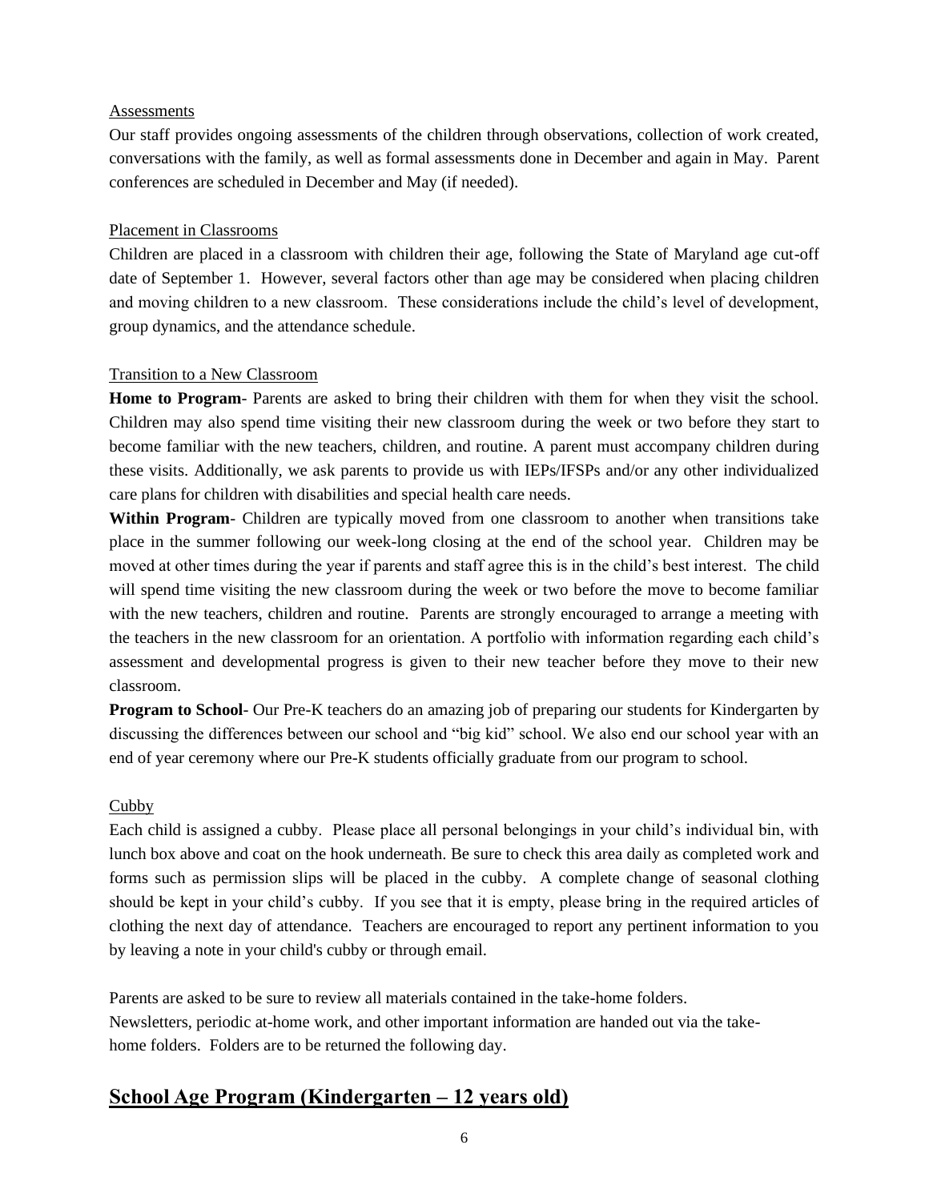### Assessments

Our staff provides ongoing assessments of the children through observations, collection of work created, conversations with the family, as well as formal assessments done in December and again in May. Parent conferences are scheduled in December and May (if needed).

### Placement in Classrooms

Children are placed in a classroom with children their age, following the State of Maryland age cut-off date of September 1. However, several factors other than age may be considered when placing children and moving children to a new classroom. These considerations include the child's level of development, group dynamics, and the attendance schedule.

### Transition to a New Classroom

**Home to Program**- Parents are asked to bring their children with them for when they visit the school. Children may also spend time visiting their new classroom during the week or two before they start to become familiar with the new teachers, children, and routine. A parent must accompany children during these visits. Additionally, we ask parents to provide us with IEPs/IFSPs and/or any other individualized care plans for children with disabilities and special health care needs.

**Within Program**- Children are typically moved from one classroom to another when transitions take place in the summer following our week-long closing at the end of the school year. Children may be moved at other times during the year if parents and staff agree this is in the child's best interest. The child will spend time visiting the new classroom during the week or two before the move to become familiar with the new teachers, children and routine. Parents are strongly encouraged to arrange a meeting with the teachers in the new classroom for an orientation. A portfolio with information regarding each child's assessment and developmental progress is given to their new teacher before they move to their new classroom.

**Program to School**- Our Pre-K teachers do an amazing job of preparing our students for Kindergarten by discussing the differences between our school and "big kid" school. We also end our school year with an end of year ceremony where our Pre-K students officially graduate from our program to school.

### Cubby

Each child is assigned a cubby. Please place all personal belongings in your child's individual bin, with lunch box above and coat on the hook underneath. Be sure to check this area daily as completed work and forms such as permission slips will be placed in the cubby. A complete change of seasonal clothing should be kept in your child's cubby. If you see that it is empty, please bring in the required articles of clothing the next day of attendance. Teachers are encouraged to report any pertinent information to you by leaving a note in your child's cubby or through email.

Parents are asked to be sure to review all materials contained in the take-home folders. Newsletters, periodic at-home work, and other important information are handed out via the take-home folders. Folders are to be returned the following day.

## School Age Program (Kindergarten – 12 years old)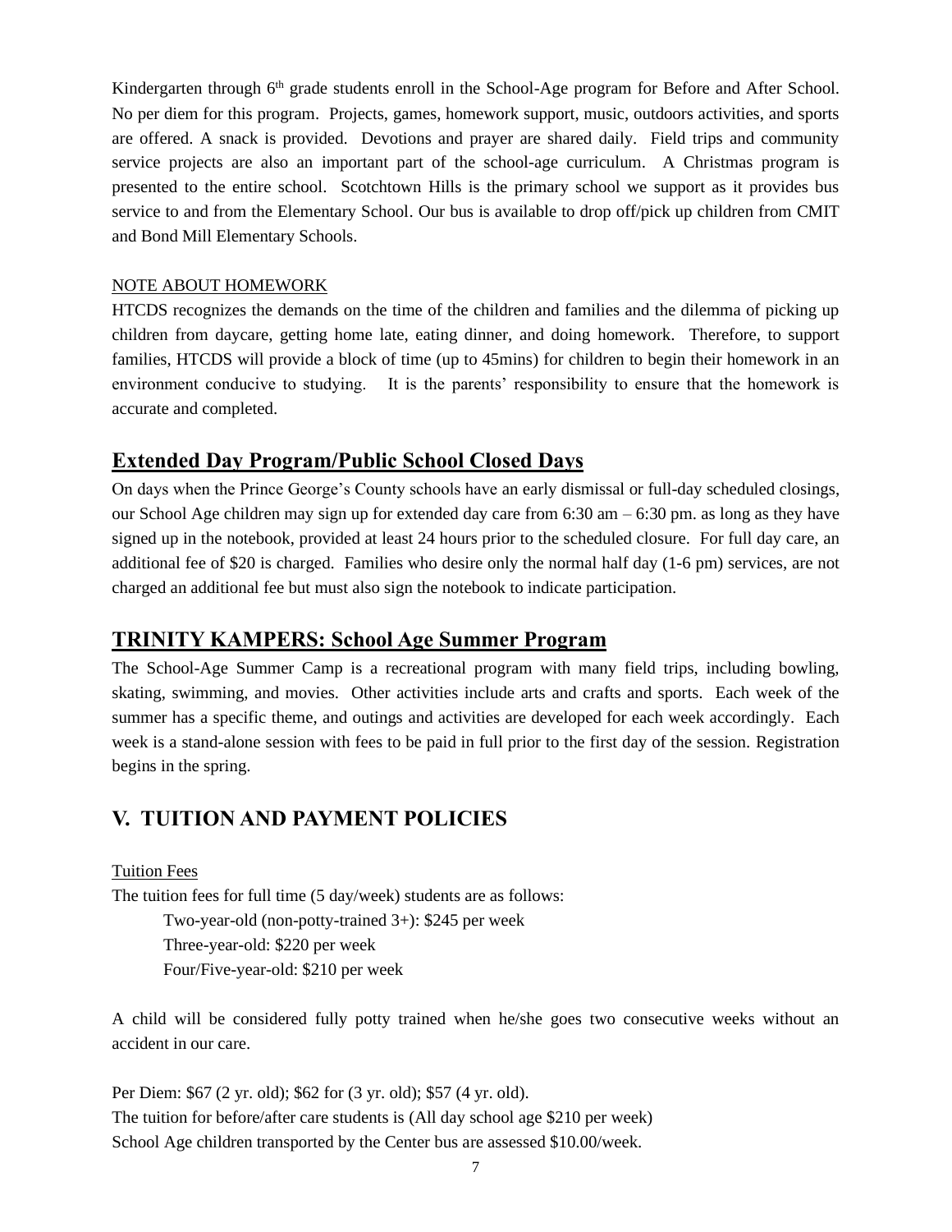Kindergarten through 6th grade students enroll in the School-Age program for Before and After School. No per diem for this program. Projects, games, homework support, music, outdoors activities, and sports are offered. A snack is provided. Devotions and prayer are shared daily. Field trips and community service projects are also an important part of the school-age curriculum. A Christmas program is presented to the entire school. Scotchtown Hills is the primary school we support as it provides bus service to and from the Elementary School. Our bus is available to drop off/pick up children from CMIT and Bond Mill Elementary Schools.

NOTE ABOUT HOMEWORK

HTCDS recognizes the demands on the time of the children and families and the dilemma of picking up children from daycare, getting home late, eating dinner, and doing homework. Therefore, to support families, HTCDS will provide a block of time (up to 45mins) for children to begin their homework in an environment conducive to studying. It is the parents' responsibility to ensure that the homework is accurate and completed.

## Extended Day Program/Public School Closed Days

On days when the Prince George's County schools have an early dismissal or full-day scheduled closings, our School Age children may sign up for extended day care from 6:30 am – 6:30 pm. as long as they have signed up in the notebook, provided at least 24 hours prior to the scheduled closure. For full day care, an additional fee of $20 is charged. Families who desire only the normal half day (1-6 pm) services, are not charged an additional fee but must also sign the notebook to indicate participation.

## TRINITY KAMPERS: School Age Summer Program

The School-Age Summer Camp is a recreational program with many field trips, including bowling, skating, swimming, and movies. Other activities include arts and crafts and sports. Each week of the summer has a specific theme, and outings and activities are developed for each week accordingly. Each week is a stand-alone session with fees to be paid in full prior to the first day of the session. Registration begins in the spring.

# V. TUITION AND PAYMENT POLICIES

Tuition Fees

The tuition fees for full time (5 day/week) students are as follows:

Two-year-old (non-potty-trained 3+): $245 per week
Three-year-old: $220 per week
Four/Five-year-old: $210 per week

A child will be considered fully potty trained when he/she goes two consecutive weeks without an accident in our care.

Per Diem: $67 (2 yr. old); $62 for (3 yr. old); $57 (4 yr. old).
The tuition for before/after care students is (All day school age $210 per week)
School Age children transported by the Center bus are assessed $10.00/week.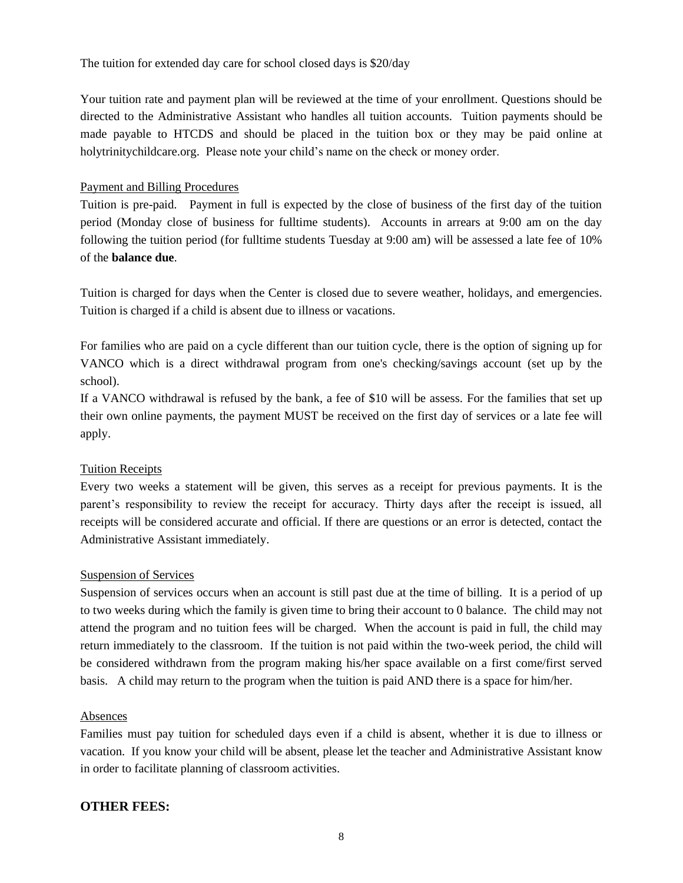The tuition for extended day care for school closed days is $20/day

Your tuition rate and payment plan will be reviewed at the time of your enrollment. Questions should be directed to the Administrative Assistant who handles all tuition accounts. Tuition payments should be made payable to HTCDS and should be placed in the tuition box or they may be paid online at holytrinitychildcare.org. Please note your child's name on the check or money order.

Payment and Billing Procedures

Tuition is pre-paid. Payment in full is expected by the close of business of the first day of the tuition period (Monday close of business for fulltime students). Accounts in arrears at 9:00 am on the day following the tuition period (for fulltime students Tuesday at 9:00 am) will be assessed a late fee of 10% of the **balance due**.

Tuition is charged for days when the Center is closed due to severe weather, holidays, and emergencies. Tuition is charged if a child is absent due to illness or vacations.

For families who are paid on a cycle different than our tuition cycle, there is the option of signing up for VANCO which is a direct withdrawal program from one's checking/savings account (set up by the school).

If a VANCO withdrawal is refused by the bank, a fee of $10 will be assess. For the families that set up their own online payments, the payment MUST be received on the first day of services or a late fee will apply.

Tuition Receipts

Every two weeks a statement will be given, this serves as a receipt for previous payments. It is the parent's responsibility to review the receipt for accuracy. Thirty days after the receipt is issued, all receipts will be considered accurate and official. If there are questions or an error is detected, contact the Administrative Assistant immediately.

Suspension of Services

Suspension of services occurs when an account is still past due at the time of billing. It is a period of up to two weeks during which the family is given time to bring their account to 0 balance. The child may not attend the program and no tuition fees will be charged. When the account is paid in full, the child may return immediately to the classroom. If the tuition is not paid within the two-week period, the child will be considered withdrawn from the program making his/her space available on a first come/first served basis. A child may return to the program when the tuition is paid AND there is a space for him/her.

Absences

Families must pay tuition for scheduled days even if a child is absent, whether it is due to illness or vacation. If you know your child will be absent, please let the teacher and Administrative Assistant know in order to facilitate planning of classroom activities.

## OTHER FEES: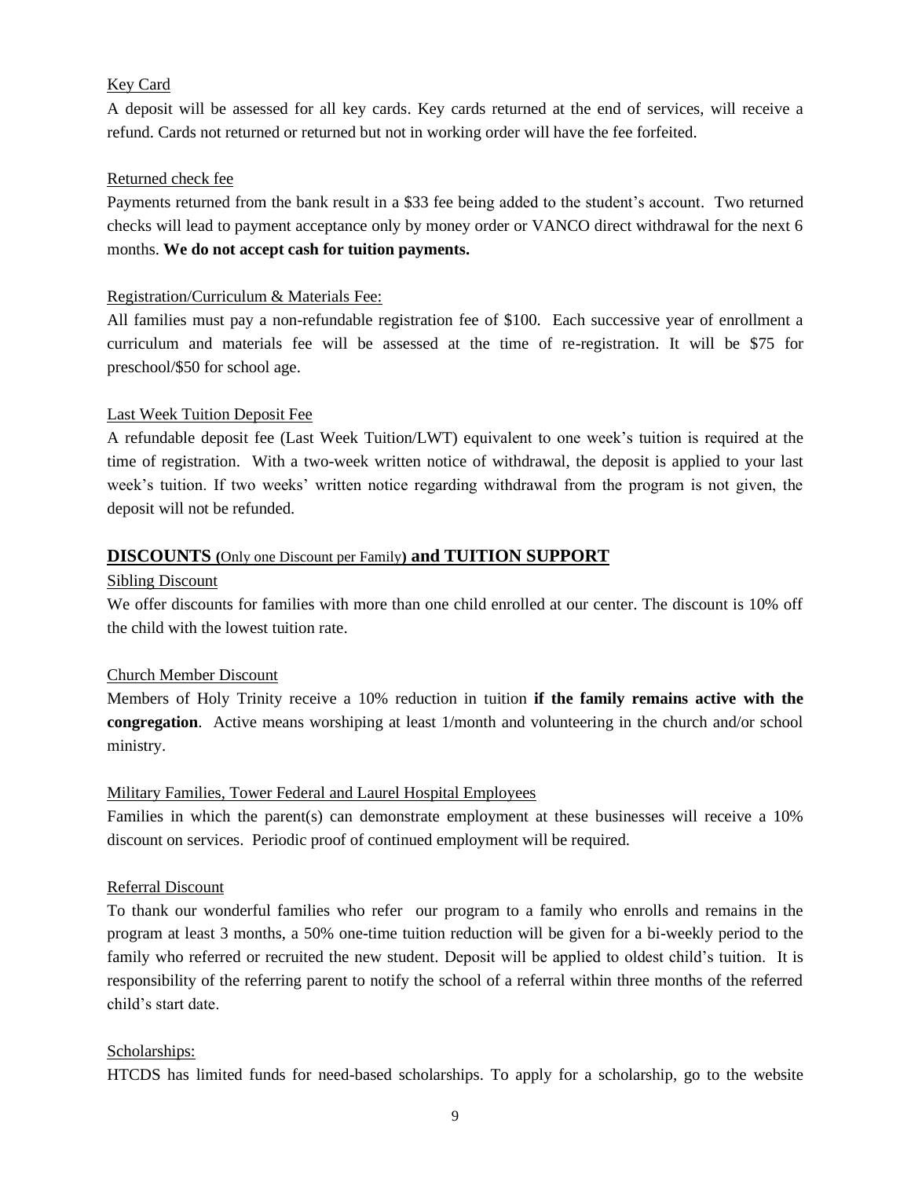Key Card

A deposit will be assessed for all key cards. Key cards returned at the end of services, will receive a refund. Cards not returned or returned but not in working order will have the fee forfeited.

Returned check fee

Payments returned from the bank result in a $33 fee being added to the student's account. Two returned checks will lead to payment acceptance only by money order or VANCO direct withdrawal for the next 6 months. **We do not accept cash for tuition payments.**

Registration/Curriculum & Materials Fee:

All families must pay a non-refundable registration fee of $100. Each successive year of enrollment a curriculum and materials fee will be assessed at the time of re-registration. It will be $75 for preschool/$50 for school age.

Last Week Tuition Deposit Fee

A refundable deposit fee (Last Week Tuition/LWT) equivalent to one week's tuition is required at the time of registration. With a two-week written notice of withdrawal, the deposit is applied to your last week's tuition. If two weeks' written notice regarding withdrawal from the program is not given, the deposit will not be refunded.

## DISCOUNTS (Only one Discount per Family) and TUITION SUPPORT

Sibling Discount

We offer discounts for families with more than one child enrolled at our center. The discount is 10% off the child with the lowest tuition rate.

Church Member Discount

Members of Holy Trinity receive a 10% reduction in tuition **if the family remains active with the congregation**. Active means worshiping at least 1/month and volunteering in the church and/or school ministry.

Military Families, Tower Federal and Laurel Hospital Employees

Families in which the parent(s) can demonstrate employment at these businesses will receive a 10% discount on services. Periodic proof of continued employment will be required.

Referral Discount

To thank our wonderful families who refer our program to a family who enrolls and remains in the program at least 3 months, a 50% one-time tuition reduction will be given for a bi-weekly period to the family who referred or recruited the new student. Deposit will be applied to oldest child's tuition. It is responsibility of the referring parent to notify the school of a referral within three months of the referred child's start date.

Scholarships:

HTCDS has limited funds for need-based scholarships. To apply for a scholarship, go to the website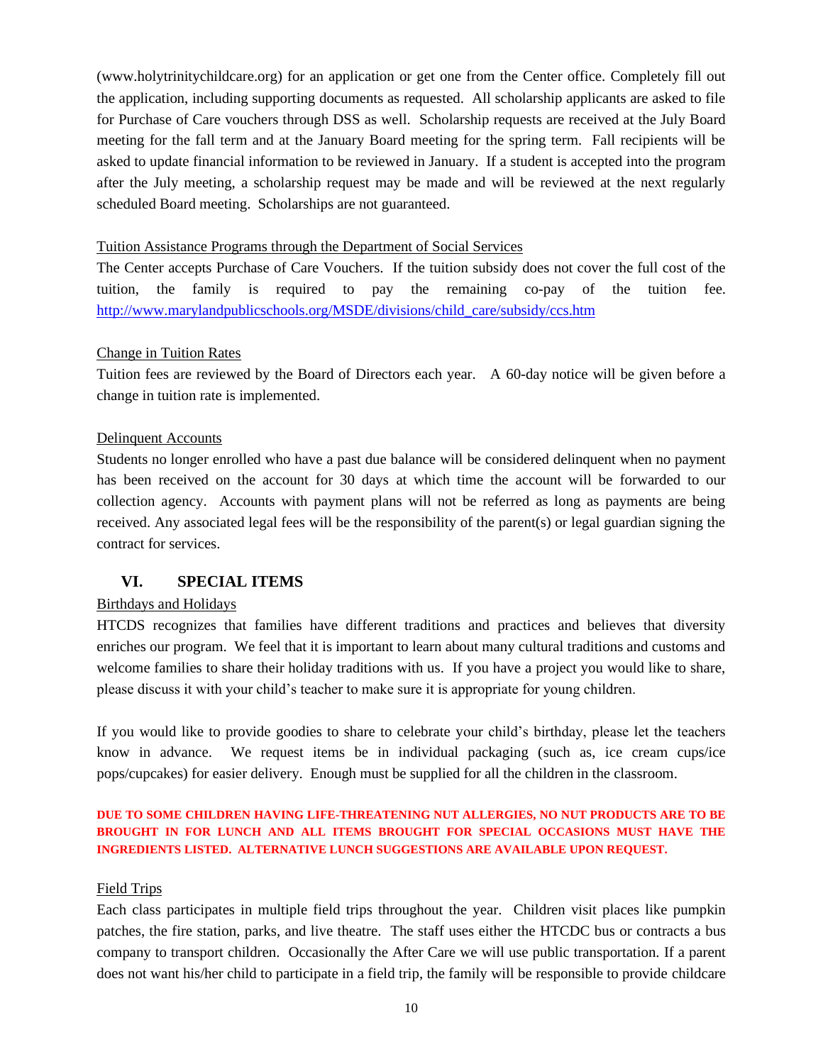(www.holytrinitychildcare.org) for an application or get one from the Center office. Completely fill out the application, including supporting documents as requested. All scholarship applicants are asked to file for Purchase of Care vouchers through DSS as well. Scholarship requests are received at the July Board meeting for the fall term and at the January Board meeting for the spring term. Fall recipients will be asked to update financial information to be reviewed in January. If a student is accepted into the program after the July meeting, a scholarship request may be made and will be reviewed at the next regularly scheduled Board meeting. Scholarships are not guaranteed.

Tuition Assistance Programs through the Department of Social Services

The Center accepts Purchase of Care Vouchers. If the tuition subsidy does not cover the full cost of the tuition, the family is required to pay the remaining co-pay of the tuition fee. http://www.marylandpublicschools.org/MSDE/divisions/child_care/subsidy/ccs.htm

Change in Tuition Rates

Tuition fees are reviewed by the Board of Directors each year. A 60-day notice will be given before a change in tuition rate is implemented.

Delinquent Accounts

Students no longer enrolled who have a past due balance will be considered delinquent when no payment has been received on the account for 30 days at which time the account will be forwarded to our collection agency. Accounts with payment plans will not be referred as long as payments are being received. Any associated legal fees will be the responsibility of the parent(s) or legal guardian signing the contract for services.

## VI. SPECIAL ITEMS

Birthdays and Holidays

HTCDS recognizes that families have different traditions and practices and believes that diversity enriches our program. We feel that it is important to learn about many cultural traditions and customs and welcome families to share their holiday traditions with us. If you have a project you would like to share, please discuss it with your child's teacher to make sure it is appropriate for young children.

If you would like to provide goodies to share to celebrate your child's birthday, please let the teachers know in advance. We request items be in individual packaging (such as, ice cream cups/ice pops/cupcakes) for easier delivery. Enough must be supplied for all the children in the classroom.

**DUE TO SOME CHILDREN HAVING LIFE-THREATENING NUT ALLERGIES, NO NUT PRODUCTS ARE TO BE BROUGHT IN FOR LUNCH AND ALL ITEMS BROUGHT FOR SPECIAL OCCASIONS MUST HAVE THE INGREDIENTS LISTED. ALTERNATIVE LUNCH SUGGESTIONS ARE AVAILABLE UPON REQUEST.**

Field Trips

Each class participates in multiple field trips throughout the year. Children visit places like pumpkin patches, the fire station, parks, and live theatre. The staff uses either the HTCDC bus or contracts a bus company to transport children. Occasionally the After Care we will use public transportation. If a parent does not want his/her child to participate in a field trip, the family will be responsible to provide childcare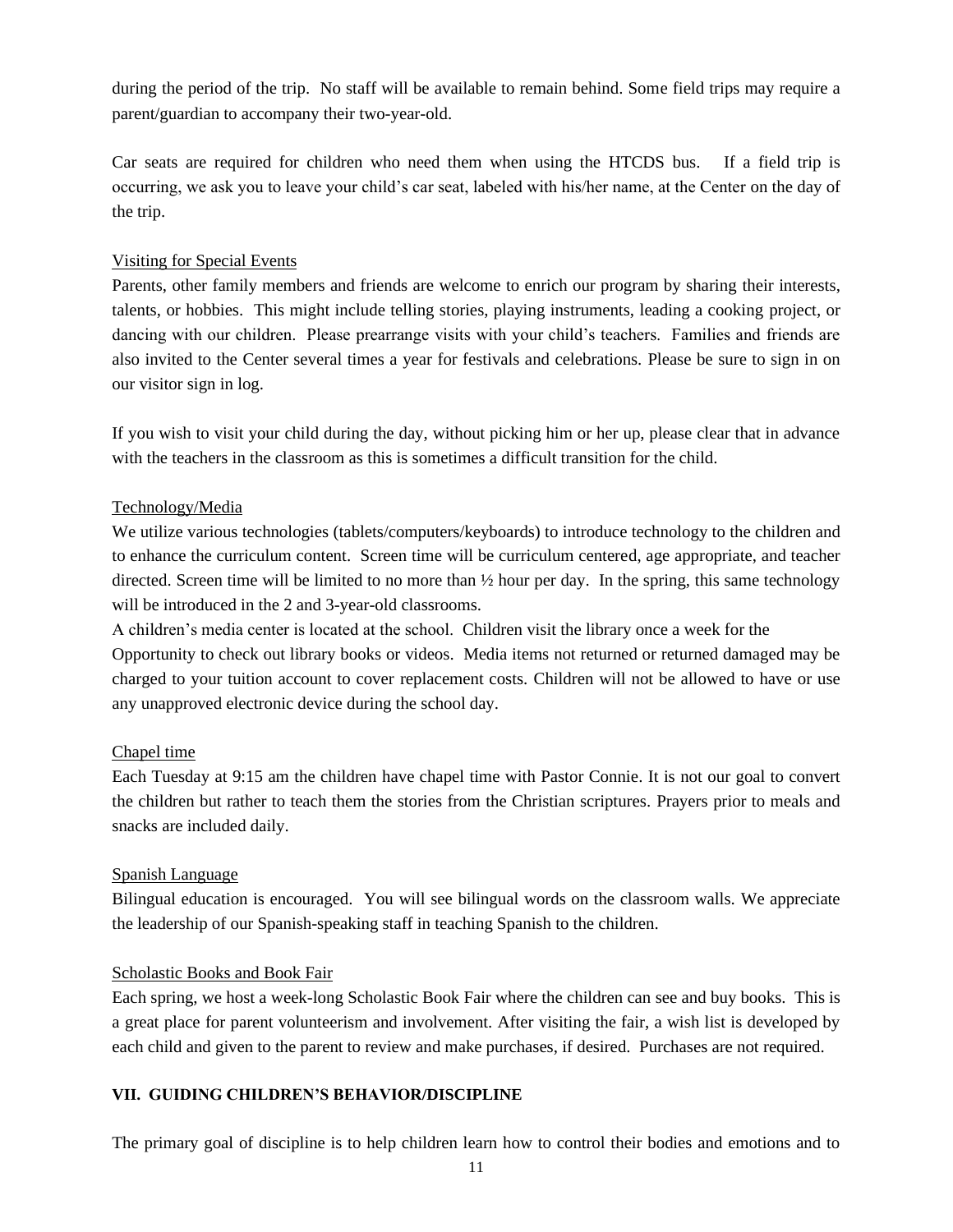during the period of the trip. No staff will be available to remain behind. Some field trips may require a parent/guardian to accompany their two-year-old.

Car seats are required for children who need them when using the HTCDS bus. If a field trip is occurring, we ask you to leave your child's car seat, labeled with his/her name, at the Center on the day of the trip.

Visiting for Special Events

Parents, other family members and friends are welcome to enrich our program by sharing their interests, talents, or hobbies. This might include telling stories, playing instruments, leading a cooking project, or dancing with our children. Please prearrange visits with your child's teachers. Families and friends are also invited to the Center several times a year for festivals and celebrations. Please be sure to sign in on our visitor sign in log.

If you wish to visit your child during the day, without picking him or her up, please clear that in advance with the teachers in the classroom as this is sometimes a difficult transition for the child.

Technology/Media

We utilize various technologies (tablets/computers/keyboards) to introduce technology to the children and to enhance the curriculum content. Screen time will be curriculum centered, age appropriate, and teacher directed. Screen time will be limited to no more than ½ hour per day. In the spring, this same technology will be introduced in the 2 and 3-year-old classrooms.

A children's media center is located at the school. Children visit the library once a week for the Opportunity to check out library books or videos. Media items not returned or returned damaged may be charged to your tuition account to cover replacement costs. Children will not be allowed to have or use any unapproved electronic device during the school day.

Chapel time

Each Tuesday at 9:15 am the children have chapel time with Pastor Connie. It is not our goal to convert the children but rather to teach them the stories from the Christian scriptures. Prayers prior to meals and snacks are included daily.

Spanish Language

Bilingual education is encouraged. You will see bilingual words on the classroom walls. We appreciate the leadership of our Spanish-speaking staff in teaching Spanish to the children.

Scholastic Books and Book Fair

Each spring, we host a week-long Scholastic Book Fair where the children can see and buy books. This is a great place for parent volunteerism and involvement. After visiting the fair, a wish list is developed by each child and given to the parent to review and make purchases, if desired. Purchases are not required.

## VII. GUIDING CHILDREN'S BEHAVIOR/DISCIPLINE

The primary goal of discipline is to help children learn how to control their bodies and emotions and to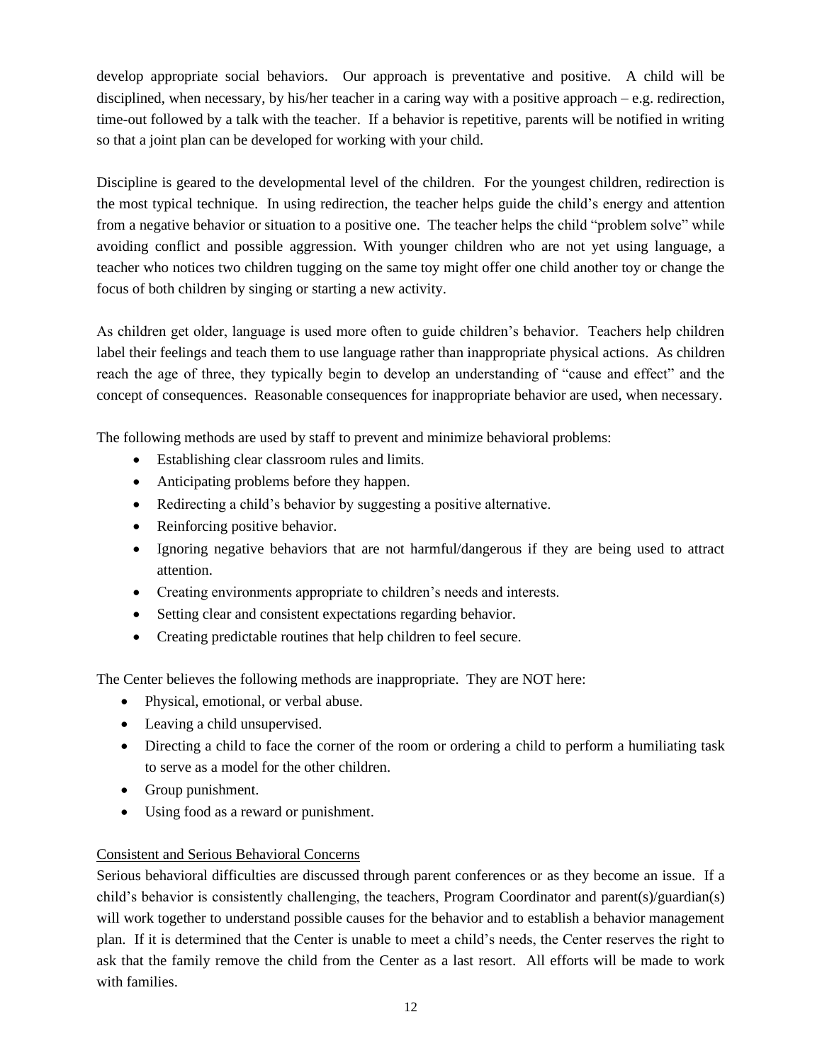develop appropriate social behaviors. Our approach is preventative and positive. A child will be disciplined, when necessary, by his/her teacher in a caring way with a positive approach – e.g. redirection, time-out followed by a talk with the teacher. If a behavior is repetitive, parents will be notified in writing so that a joint plan can be developed for working with your child.

Discipline is geared to the developmental level of the children. For the youngest children, redirection is the most typical technique. In using redirection, the teacher helps guide the child's energy and attention from a negative behavior or situation to a positive one. The teacher helps the child "problem solve" while avoiding conflict and possible aggression. With younger children who are not yet using language, a teacher who notices two children tugging on the same toy might offer one child another toy or change the focus of both children by singing or starting a new activity.

As children get older, language is used more often to guide children's behavior. Teachers help children label their feelings and teach them to use language rather than inappropriate physical actions. As children reach the age of three, they typically begin to develop an understanding of "cause and effect" and the concept of consequences. Reasonable consequences for inappropriate behavior are used, when necessary.

The following methods are used by staff to prevent and minimize behavioral problems:

- Establishing clear classroom rules and limits.
- Anticipating problems before they happen.
- Redirecting a child's behavior by suggesting a positive alternative.
- Reinforcing positive behavior.
- Ignoring negative behaviors that are not harmful/dangerous if they are being used to attract attention.
- Creating environments appropriate to children's needs and interests.
- Setting clear and consistent expectations regarding behavior.
- Creating predictable routines that help children to feel secure.

The Center believes the following methods are inappropriate. They are NOT here:

- Physical, emotional, or verbal abuse.
- Leaving a child unsupervised.
- Directing a child to face the corner of the room or ordering a child to perform a humiliating task to serve as a model for the other children.
- Group punishment.
- Using food as a reward or punishment.

<u>Consistent and Serious Behavioral Concerns</u>

Serious behavioral difficulties are discussed through parent conferences or as they become an issue. If a child's behavior is consistently challenging, the teachers, Program Coordinator and parent(s)/guardian(s) will work together to understand possible causes for the behavior and to establish a behavior management plan. If it is determined that the Center is unable to meet a child's needs, the Center reserves the right to ask that the family remove the child from the Center as a last resort. All efforts will be made to work with families.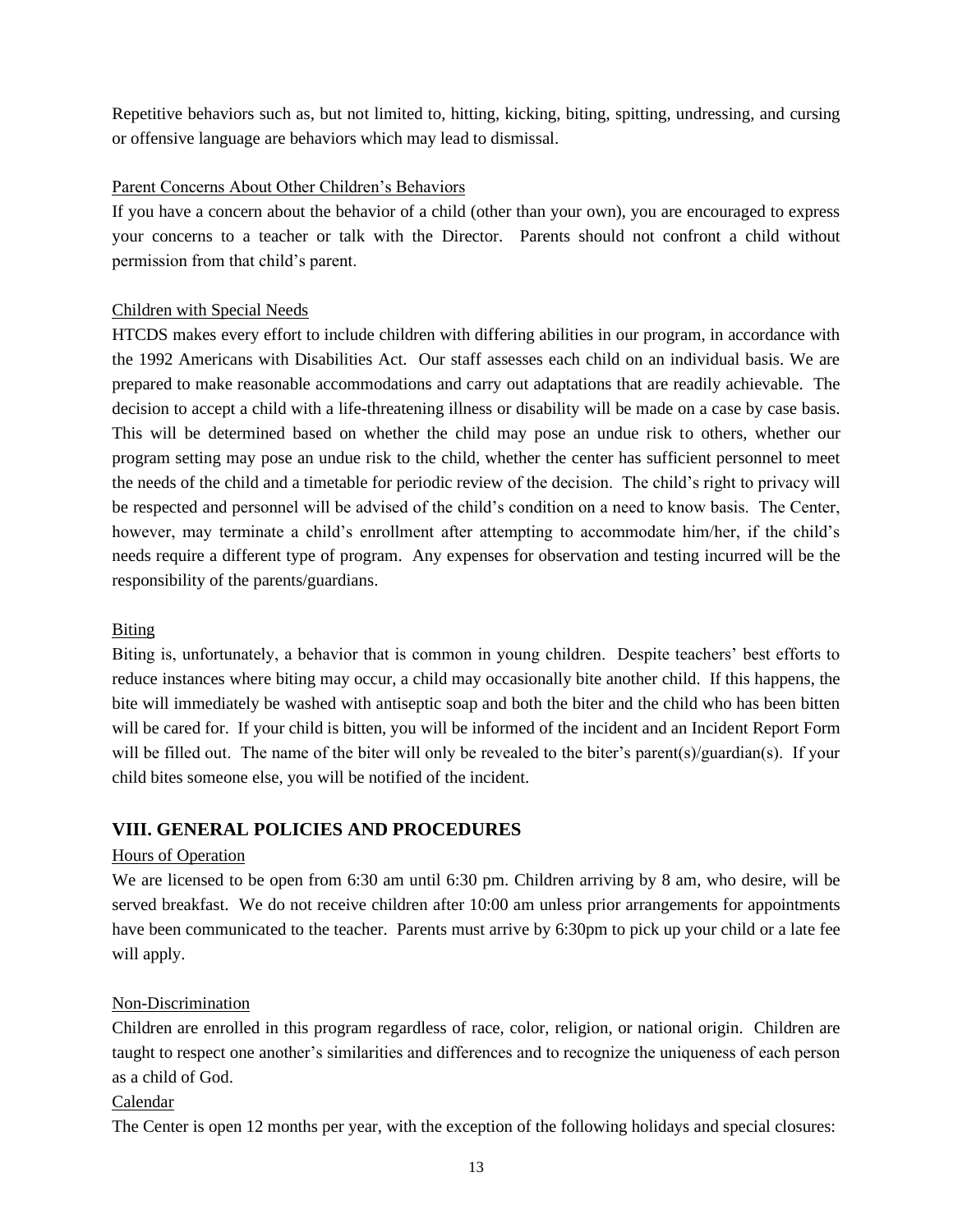Repetitive behaviors such as, but not limited to, hitting, kicking, biting, spitting, undressing, and cursing or offensive language are behaviors which may lead to dismissal.

Parent Concerns About Other Children's Behaviors

If you have a concern about the behavior of a child (other than your own), you are encouraged to express your concerns to a teacher or talk with the Director. Parents should not confront a child without permission from that child's parent.

Children with Special Needs

HTCDS makes every effort to include children with differing abilities in our program, in accordance with the 1992 Americans with Disabilities Act. Our staff assesses each child on an individual basis. We are prepared to make reasonable accommodations and carry out adaptations that are readily achievable. The decision to accept a child with a life-threatening illness or disability will be made on a case by case basis. This will be determined based on whether the child may pose an undue risk to others, whether our program setting may pose an undue risk to the child, whether the center has sufficient personnel to meet the needs of the child and a timetable for periodic review of the decision. The child's right to privacy will be respected and personnel will be advised of the child's condition on a need to know basis. The Center, however, may terminate a child's enrollment after attempting to accommodate him/her, if the child's needs require a different type of program. Any expenses for observation and testing incurred will be the responsibility of the parents/guardians.

Biting

Biting is, unfortunately, a behavior that is common in young children. Despite teachers' best efforts to reduce instances where biting may occur, a child may occasionally bite another child. If this happens, the bite will immediately be washed with antiseptic soap and both the biter and the child who has been bitten will be cared for. If your child is bitten, you will be informed of the incident and an Incident Report Form will be filled out. The name of the biter will only be revealed to the biter's parent(s)/guardian(s). If your child bites someone else, you will be notified of the incident.

## VIII. GENERAL POLICIES AND PROCEDURES

Hours of Operation

We are licensed to be open from 6:30 am until 6:30 pm. Children arriving by 8 am, who desire, will be served breakfast. We do not receive children after 10:00 am unless prior arrangements for appointments have been communicated to the teacher. Parents must arrive by 6:30pm to pick up your child or a late fee will apply.

Non-Discrimination

Children are enrolled in this program regardless of race, color, religion, or national origin. Children are taught to respect one another's similarities and differences and to recognize the uniqueness of each person as a child of God.

Calendar

The Center is open 12 months per year, with the exception of the following holidays and special closures: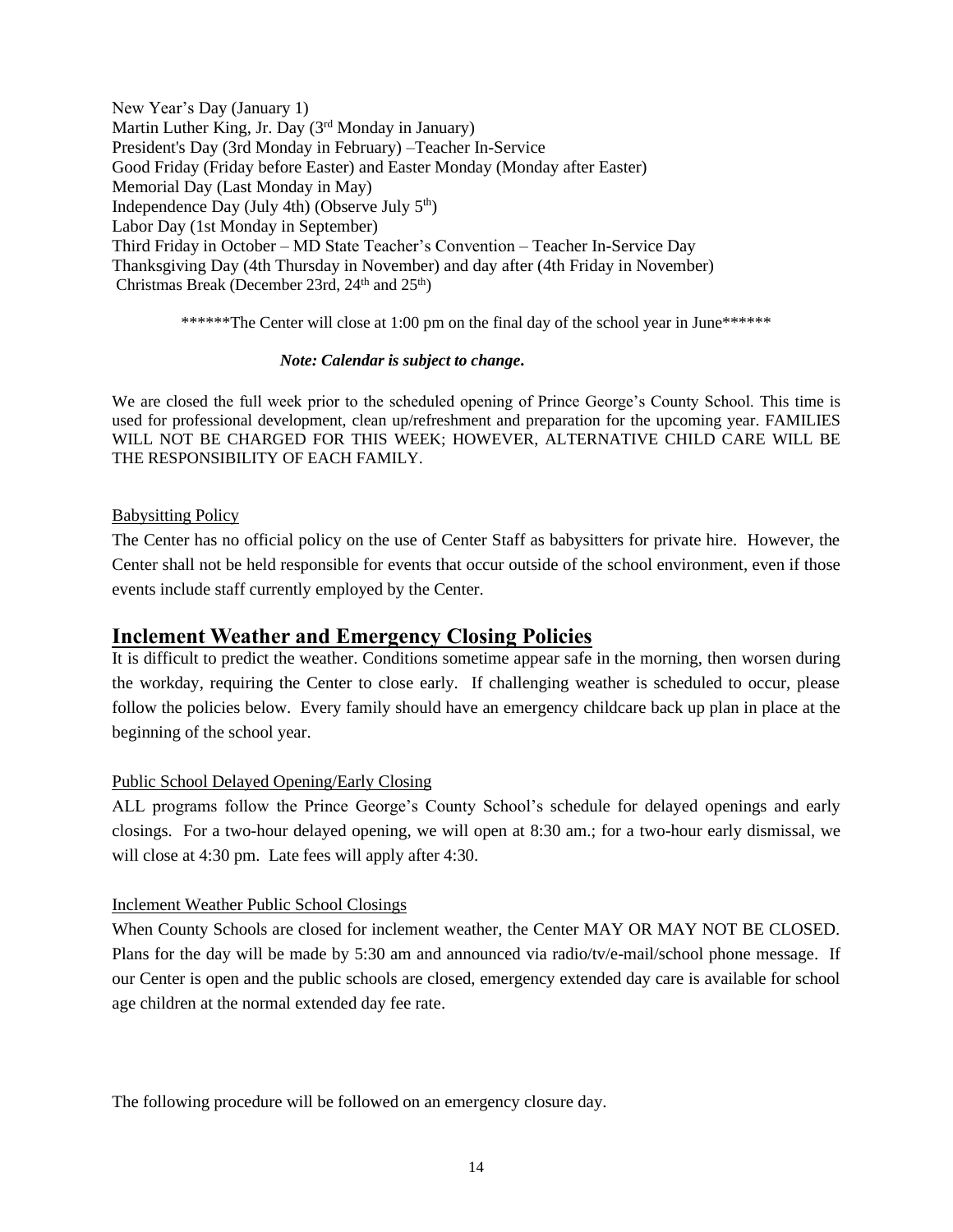New Year's Day (January 1)  
Martin Luther King, Jr. Day (3rd Monday in January)  
President's Day (3rd Monday in February) –Teacher In-Service  
Good Friday (Friday before Easter) and Easter Monday (Monday after Easter)  
Memorial Day (Last Monday in May)  
Independence Day (July 4th) (Observe July 5th)  
Labor Day (1st Monday in September)  
Third Friday in October – MD State Teacher's Convention – Teacher In-Service Day  
Thanksgiving Day (4th Thursday in November) and day after (4th Friday in November)  
Christmas Break (December 23rd, 24th and 25th)

******The Center will close at 1:00 pm on the final day of the school year in June******

***Note: Calendar is subject to change.***

We are closed the full week prior to the scheduled opening of Prince George's County School. This time is used for professional development, clean up/refreshment and preparation for the upcoming year. FAMILIES WILL NOT BE CHARGED FOR THIS WEEK; HOWEVER, ALTERNATIVE CHILD CARE WILL BE THE RESPONSIBILITY OF EACH FAMILY.

### Babysitting Policy

The Center has no official policy on the use of Center Staff as babysitters for private hire. However, the Center shall not be held responsible for events that occur outside of the school environment, even if those events include staff currently employed by the Center.

## Inclement Weather and Emergency Closing Policies

It is difficult to predict the weather. Conditions sometime appear safe in the morning, then worsen during the workday, requiring the Center to close early. If challenging weather is scheduled to occur, please follow the policies below. Every family should have an emergency childcare back up plan in place at the beginning of the school year.

### Public School Delayed Opening/Early Closing

ALL programs follow the Prince George's County School's schedule for delayed openings and early closings. For a two-hour delayed opening, we will open at 8:30 am.; for a two-hour early dismissal, we will close at 4:30 pm. Late fees will apply after 4:30.

### Inclement Weather Public School Closings

When County Schools are closed for inclement weather, the Center MAY OR MAY NOT BE CLOSED. Plans for the day will be made by 5:30 am and announced via radio/tv/e-mail/school phone message. If our Center is open and the public schools are closed, emergency extended day care is available for school age children at the normal extended day fee rate.

The following procedure will be followed on an emergency closure day.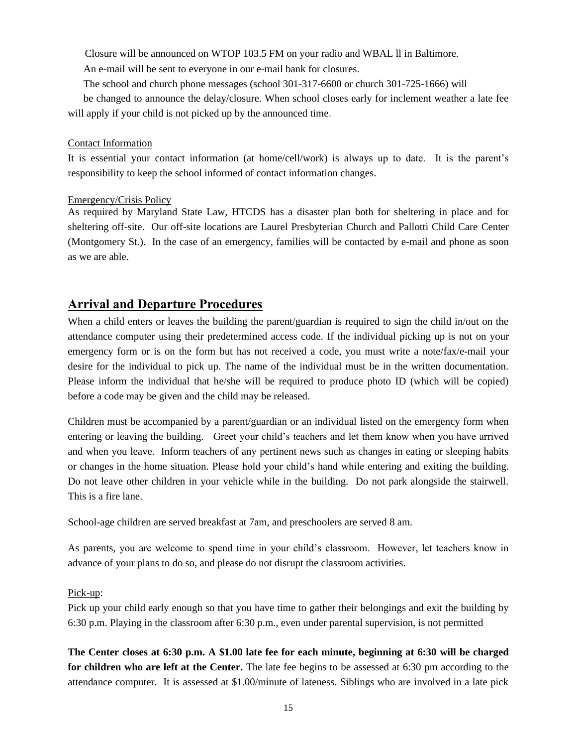Closure will be announced on WTOP 103.5 FM on your radio and WBAL ll in Baltimore.

An e-mail will be sent to everyone in our e-mail bank for closures.

The school and church phone messages (school 301-317-6600 or church 301-725-1666) will be changed to announce the delay/closure. When school closes early for inclement weather a late fee will apply if your child is not picked up by the announced time.

<u>Contact Information</u>

It is essential your contact information (at home/cell/work) is always up to date. It is the parent's responsibility to keep the school informed of contact information changes.

<u>Emergency/Crisis Policy</u>

As required by Maryland State Law, HTCDS has a disaster plan both for sheltering in place and for sheltering off-site. Our off-site locations are Laurel Presbyterian Church and Pallotti Child Care Center (Montgomery St.). In the case of an emergency, families will be contacted by e-mail and phone as soon as we are able.

## Arrival and Departure Procedures

When a child enters or leaves the building the parent/guardian is required to sign the child in/out on the attendance computer using their predetermined access code. If the individual picking up is not on your emergency form or is on the form but has not received a code, you must write a note/fax/e-mail your desire for the individual to pick up. The name of the individual must be in the written documentation. Please inform the individual that he/she will be required to produce photo ID (which will be copied) before a code may be given and the child may be released.

Children must be accompanied by a parent/guardian or an individual listed on the emergency form when entering or leaving the building. Greet your child's teachers and let them know when you have arrived and when you leave. Inform teachers of any pertinent news such as changes in eating or sleeping habits or changes in the home situation. Please hold your child's hand while entering and exiting the building. Do not leave other children in your vehicle while in the building. Do not park alongside the stairwell. This is a fire lane.

School-age children are served breakfast at 7am, and preschoolers are served 8 am.

As parents, you are welcome to spend time in your child's classroom. However, let teachers know in advance of your plans to do so, and please do not disrupt the classroom activities.

<u>Pick-up</u>:

Pick up your child early enough so that you have time to gather their belongings and exit the building by 6:30 p.m. Playing in the classroom after 6:30 p.m., even under parental supervision, is not permitted

**The Center closes at 6:30 p.m. A $1.00 late fee for each minute, beginning at 6:30 will be charged for children who are left at the Center.** The late fee begins to be assessed at 6:30 pm according to the attendance computer. It is assessed at $1.00/minute of lateness. Siblings who are involved in a late pick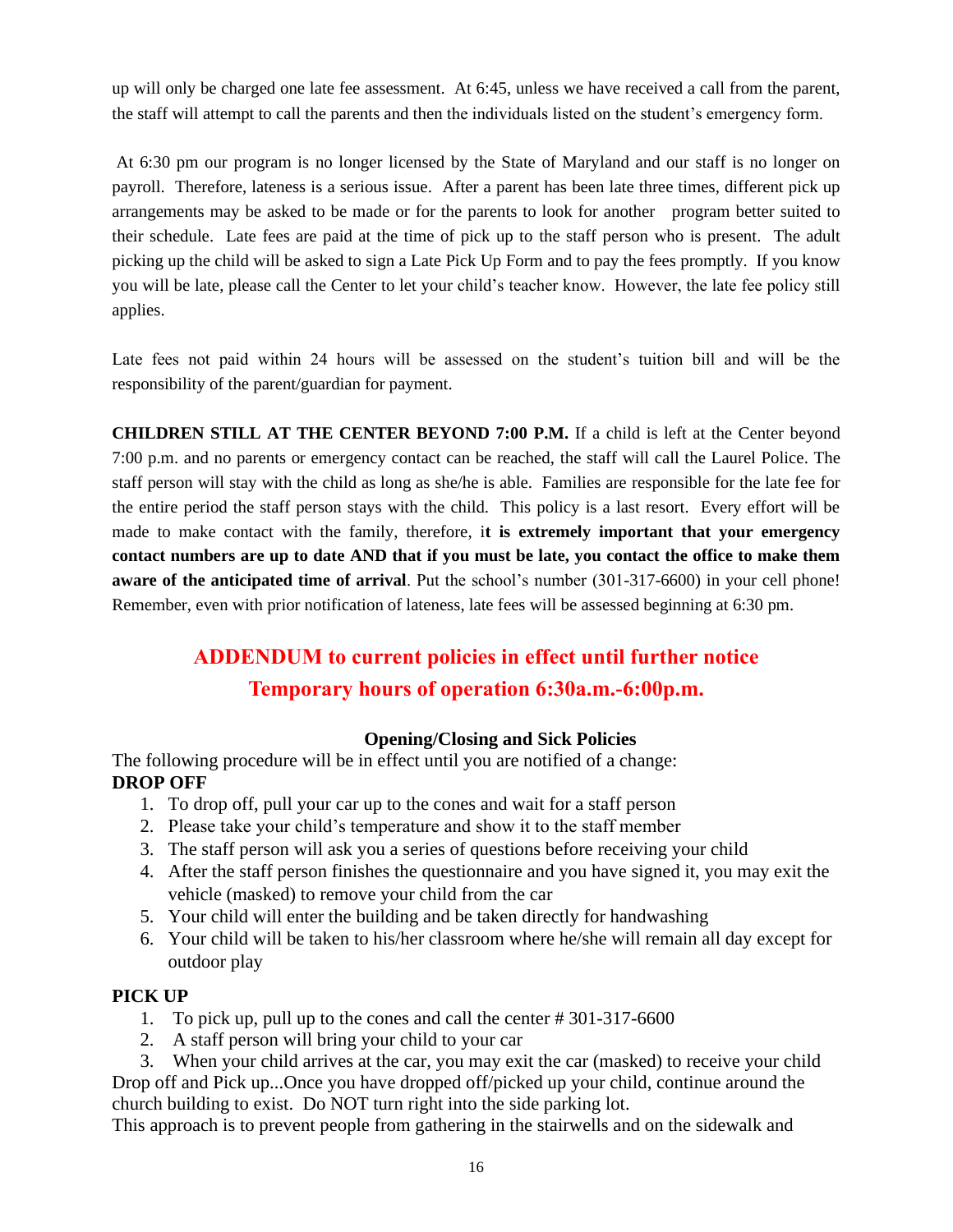up will only be charged one late fee assessment. At 6:45, unless we have received a call from the parent, the staff will attempt to call the parents and then the individuals listed on the student's emergency form.

At 6:30 pm our program is no longer licensed by the State of Maryland and our staff is no longer on payroll. Therefore, lateness is a serious issue. After a parent has been late three times, different pick up arrangements may be asked to be made or for the parents to look for another program better suited to their schedule. Late fees are paid at the time of pick up to the staff person who is present. The adult picking up the child will be asked to sign a Late Pick Up Form and to pay the fees promptly. If you know you will be late, please call the Center to let your child's teacher know. However, the late fee policy still applies.

Late fees not paid within 24 hours will be assessed on the student's tuition bill and will be the responsibility of the parent/guardian for payment.

**CHILDREN STILL AT THE CENTER BEYOND 7:00 P.M.** If a child is left at the Center beyond 7:00 p.m. and no parents or emergency contact can be reached, the staff will call the Laurel Police. The staff person will stay with the child as long as she/he is able. Families are responsible for the late fee for the entire period the staff person stays with the child. This policy is a last resort. Every effort will be made to make contact with the family, therefore, i**t is extremely important that your emergency contact numbers are up to date AND that if you must be late, you contact the office to make them aware of the anticipated time of arrival**. Put the school's number (301-317-6600) in your cell phone! Remember, even with prior notification of lateness, late fees will be assessed beginning at 6:30 pm.

## ADDENDUM to current policies in effect until further notice
## Temporary hours of operation 6:30a.m.-6:00p.m.

### Opening/Closing and Sick Policies

The following procedure will be in effect until you are notified of a change:

**DROP OFF**

1. To drop off, pull your car up to the cones and wait for a staff person
2. Please take your child's temperature and show it to the staff member
3. The staff person will ask you a series of questions before receiving your child
4. After the staff person finishes the questionnaire and you have signed it, you may exit the vehicle (masked) to remove your child from the car
5. Your child will enter the building and be taken directly for handwashing
6. Your child will be taken to his/her classroom where he/she will remain all day except for outdoor play

**PICK UP**

1. To pick up, pull up to the cones and call the center # 301-317-6600
2. A staff person will bring your child to your car
3. When your child arrives at the car, you may exit the car (masked) to receive your child

Drop off and Pick up...Once you have dropped off/picked up your child, continue around the church building to exist. Do NOT turn right into the side parking lot.

This approach is to prevent people from gathering in the stairwells and on the sidewalk and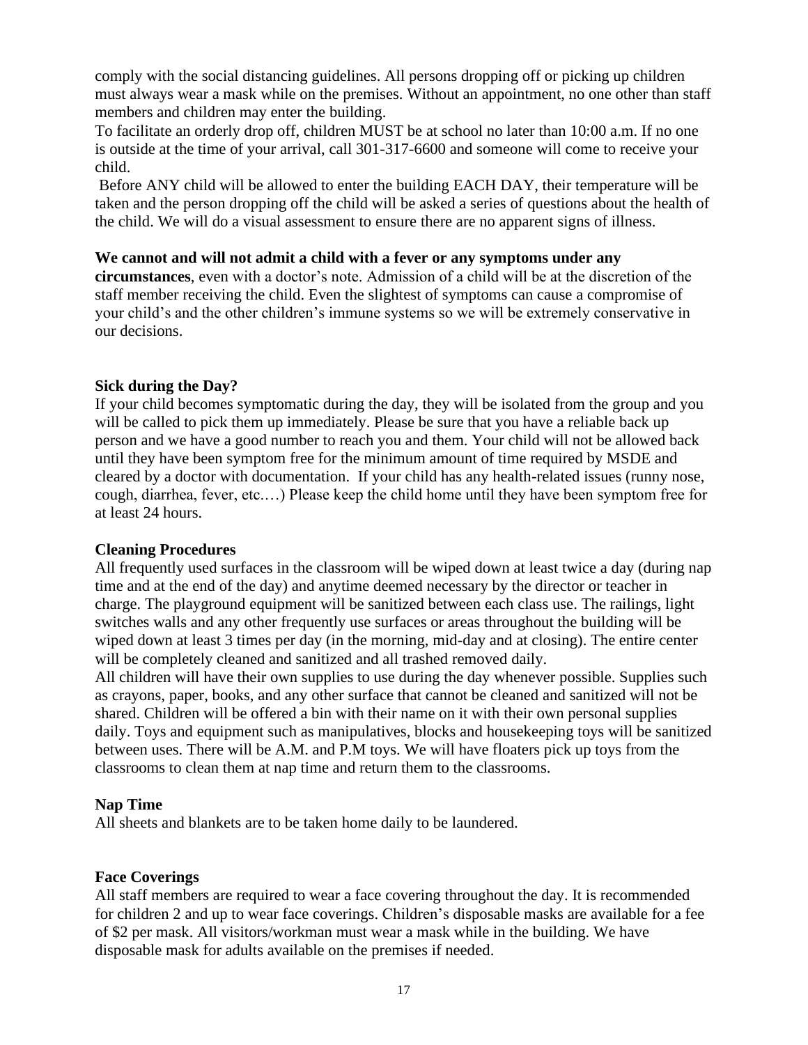comply with the social distancing guidelines. All persons dropping off or picking up children must always wear a mask while on the premises. Without an appointment, no one other than staff members and children may enter the building.

To facilitate an orderly drop off, children MUST be at school no later than 10:00 a.m. If no one is outside at the time of your arrival, call 301-317-6600 and someone will come to receive your child.

Before ANY child will be allowed to enter the building EACH DAY, their temperature will be taken and the person dropping off the child will be asked a series of questions about the health of the child. We will do a visual assessment to ensure there are no apparent signs of illness.

**We cannot and will not admit a child with a fever or any symptoms under any circumstances**, even with a doctor's note. Admission of a child will be at the discretion of the staff member receiving the child. Even the slightest of symptoms can cause a compromise of your child's and the other children's immune systems so we will be extremely conservative in our decisions.

**Sick during the Day?**

If your child becomes symptomatic during the day, they will be isolated from the group and you will be called to pick them up immediately. Please be sure that you have a reliable back up person and we have a good number to reach you and them. Your child will not be allowed back until they have been symptom free for the minimum amount of time required by MSDE and cleared by a doctor with documentation. If your child has any health-related issues (runny nose, cough, diarrhea, fever, etc.…) Please keep the child home until they have been symptom free for at least 24 hours.

**Cleaning Procedures**

All frequently used surfaces in the classroom will be wiped down at least twice a day (during nap time and at the end of the day) and anytime deemed necessary by the director or teacher in charge. The playground equipment will be sanitized between each class use. The railings, light switches walls and any other frequently use surfaces or areas throughout the building will be wiped down at least 3 times per day (in the morning, mid-day and at closing). The entire center will be completely cleaned and sanitized and all trashed removed daily.

All children will have their own supplies to use during the day whenever possible. Supplies such as crayons, paper, books, and any other surface that cannot be cleaned and sanitized will not be shared. Children will be offered a bin with their name on it with their own personal supplies daily. Toys and equipment such as manipulatives, blocks and housekeeping toys will be sanitized between uses. There will be A.M. and P.M toys. We will have floaters pick up toys from the classrooms to clean them at nap time and return them to the classrooms.

**Nap Time**

All sheets and blankets are to be taken home daily to be laundered.

**Face Coverings**

All staff members are required to wear a face covering throughout the day. It is recommended for children 2 and up to wear face coverings. Children's disposable masks are available for a fee of $2 per mask. All visitors/workman must wear a mask while in the building. We have disposable mask for adults available on the premises if needed.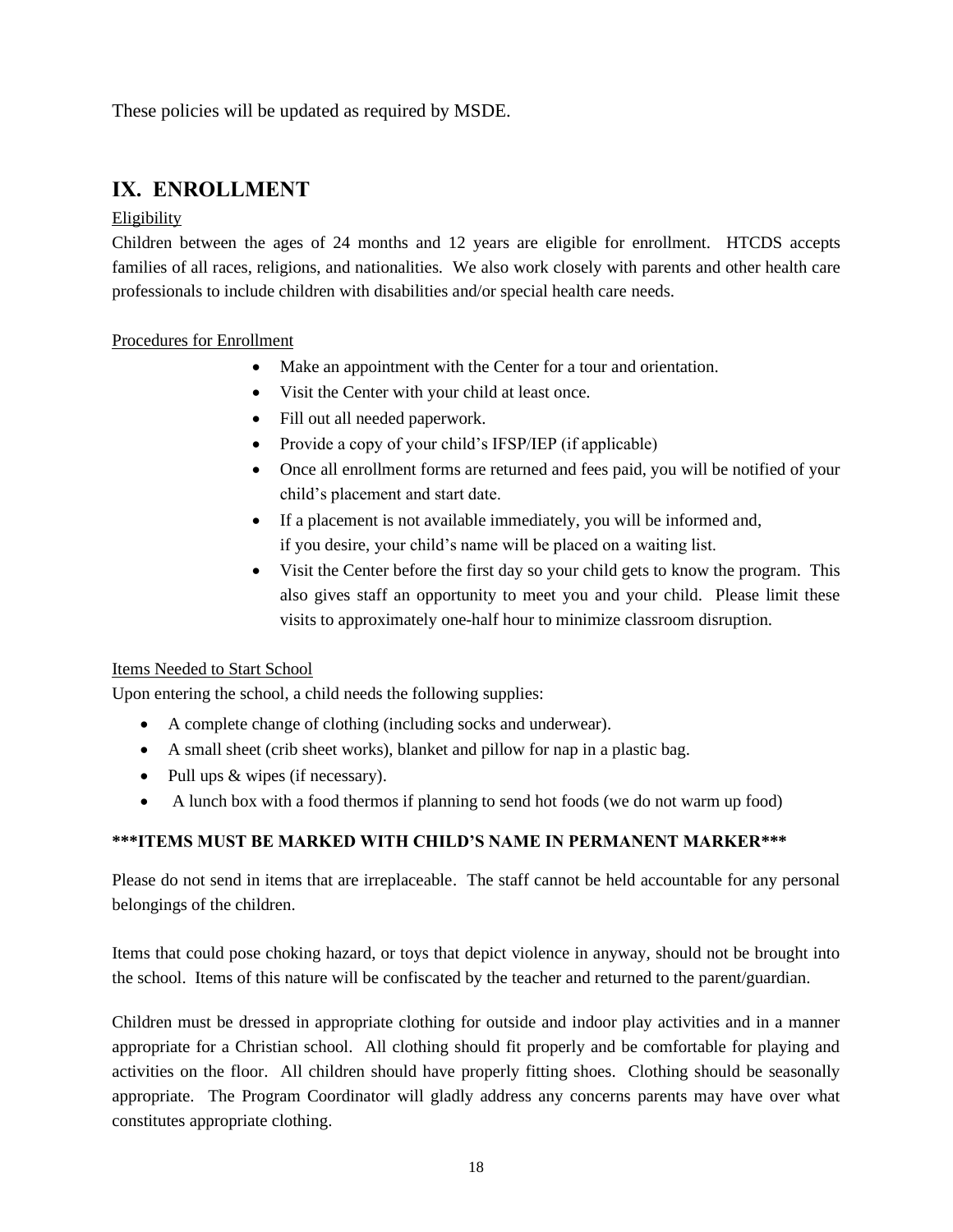These policies will be updated as required by MSDE.

## IX. ENROLLMENT

Eligibility

Children between the ages of 24 months and 12 years are eligible for enrollment. HTCDS accepts families of all races, religions, and nationalities. We also work closely with parents and other health care professionals to include children with disabilities and/or special health care needs.

Procedures for Enrollment

- Make an appointment with the Center for a tour and orientation.
- Visit the Center with your child at least once.
- Fill out all needed paperwork.
- Provide a copy of your child's IFSP/IEP (if applicable)
- Once all enrollment forms are returned and fees paid, you will be notified of your child's placement and start date.
- If a placement is not available immediately, you will be informed and, if you desire, your child's name will be placed on a waiting list.
- Visit the Center before the first day so your child gets to know the program. This also gives staff an opportunity to meet you and your child. Please limit these visits to approximately one-half hour to minimize classroom disruption.

Items Needed to Start School

Upon entering the school, a child needs the following supplies:

- A complete change of clothing (including socks and underwear).
- A small sheet (crib sheet works), blanket and pillow for nap in a plastic bag.
- Pull ups & wipes (if necessary).
- A lunch box with a food thermos if planning to send hot foods (we do not warm up food)

**\*\*\*ITEMS MUST BE MARKED WITH CHILD'S NAME IN PERMANENT MARKER\*\*\***

Please do not send in items that are irreplaceable. The staff cannot be held accountable for any personal belongings of the children.

Items that could pose choking hazard, or toys that depict violence in anyway, should not be brought into the school. Items of this nature will be confiscated by the teacher and returned to the parent/guardian.

Children must be dressed in appropriate clothing for outside and indoor play activities and in a manner appropriate for a Christian school. All clothing should fit properly and be comfortable for playing and activities on the floor. All children should have properly fitting shoes. Clothing should be seasonally appropriate. The Program Coordinator will gladly address any concerns parents may have over what constitutes appropriate clothing.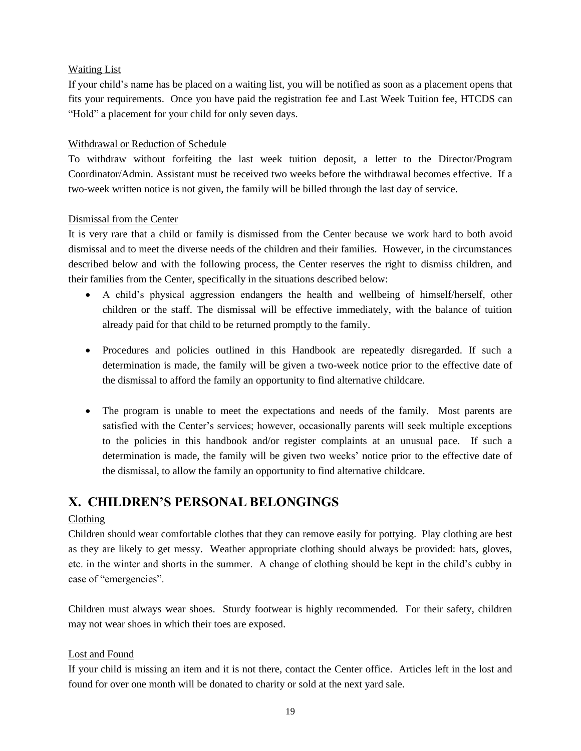Waiting List

If your child's name has be placed on a waiting list, you will be notified as soon as a placement opens that fits your requirements. Once you have paid the registration fee and Last Week Tuition fee, HTCDS can "Hold" a placement for your child for only seven days.

Withdrawal or Reduction of Schedule

To withdraw without forfeiting the last week tuition deposit, a letter to the Director/Program Coordinator/Admin. Assistant must be received two weeks before the withdrawal becomes effective. If a two-week written notice is not given, the family will be billed through the last day of service.

Dismissal from the Center

It is very rare that a child or family is dismissed from the Center because we work hard to both avoid dismissal and to meet the diverse needs of the children and their families. However, in the circumstances described below and with the following process, the Center reserves the right to dismiss children, and their families from the Center, specifically in the situations described below:

- A child's physical aggression endangers the health and wellbeing of himself/herself, other children or the staff. The dismissal will be effective immediately, with the balance of tuition already paid for that child to be returned promptly to the family.
- Procedures and policies outlined in this Handbook are repeatedly disregarded. If such a determination is made, the family will be given a two-week notice prior to the effective date of the dismissal to afford the family an opportunity to find alternative childcare.
- The program is unable to meet the expectations and needs of the family. Most parents are satisfied with the Center's services; however, occasionally parents will seek multiple exceptions to the policies in this handbook and/or register complaints at an unusual pace. If such a determination is made, the family will be given two weeks' notice prior to the effective date of the dismissal, to allow the family an opportunity to find alternative childcare.

## X. CHILDREN'S PERSONAL BELONGINGS

Clothing

Children should wear comfortable clothes that they can remove easily for pottying. Play clothing are best as they are likely to get messy. Weather appropriate clothing should always be provided: hats, gloves, etc. in the winter and shorts in the summer. A change of clothing should be kept in the child's cubby in case of "emergencies".

Children must always wear shoes. Sturdy footwear is highly recommended. For their safety, children may not wear shoes in which their toes are exposed.

Lost and Found

If your child is missing an item and it is not there, contact the Center office. Articles left in the lost and found for over one month will be donated to charity or sold at the next yard sale.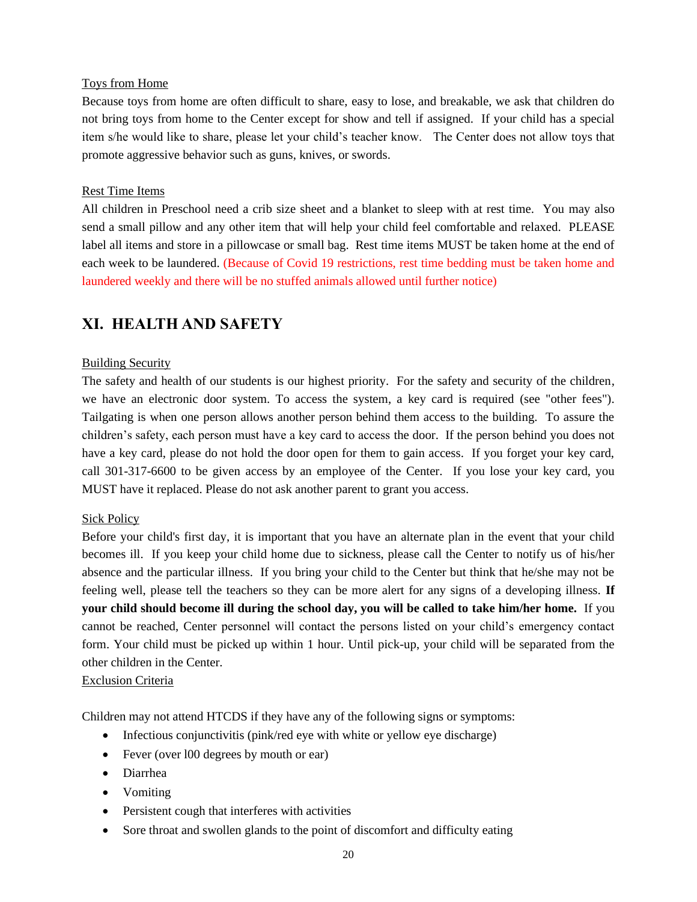Toys from Home

Because toys from home are often difficult to share, easy to lose, and breakable, we ask that children do not bring toys from home to the Center except for show and tell if assigned. If your child has a special item s/he would like to share, please let your child's teacher know. The Center does not allow toys that promote aggressive behavior such as guns, knives, or swords.

Rest Time Items

All children in Preschool need a crib size sheet and a blanket to sleep with at rest time. You may also send a small pillow and any other item that will help your child feel comfortable and relaxed. PLEASE label all items and store in a pillowcase or small bag. Rest time items MUST be taken home at the end of each week to be laundered. (Because of Covid 19 restrictions, rest time bedding must be taken home and laundered weekly and there will be no stuffed animals allowed until further notice)

## XI. HEALTH AND SAFETY

Building Security

The safety and health of our students is our highest priority. For the safety and security of the children, we have an electronic door system. To access the system, a key card is required (see "other fees"). Tailgating is when one person allows another person behind them access to the building. To assure the children's safety, each person must have a key card to access the door. If the person behind you does not have a key card, please do not hold the door open for them to gain access. If you forget your key card, call 301-317-6600 to be given access by an employee of the Center. If you lose your key card, you MUST have it replaced. Please do not ask another parent to grant you access.

Sick Policy

Before your child's first day, it is important that you have an alternate plan in the event that your child becomes ill. If you keep your child home due to sickness, please call the Center to notify us of his/her absence and the particular illness. If you bring your child to the Center but think that he/she may not be feeling well, please tell the teachers so they can be more alert for any signs of a developing illness. **If your child should become ill during the school day, you will be called to take him/her home.** If you cannot be reached, Center personnel will contact the persons listed on your child's emergency contact form. Your child must be picked up within 1 hour. Until pick-up, your child will be separated from the other children in the Center.

Exclusion Criteria

Children may not attend HTCDS if they have any of the following signs or symptoms:

- Infectious conjunctivitis (pink/red eye with white or yellow eye discharge)
- Fever (over l00 degrees by mouth or ear)
- Diarrhea
- Vomiting
- Persistent cough that interferes with activities
- Sore throat and swollen glands to the point of discomfort and difficulty eating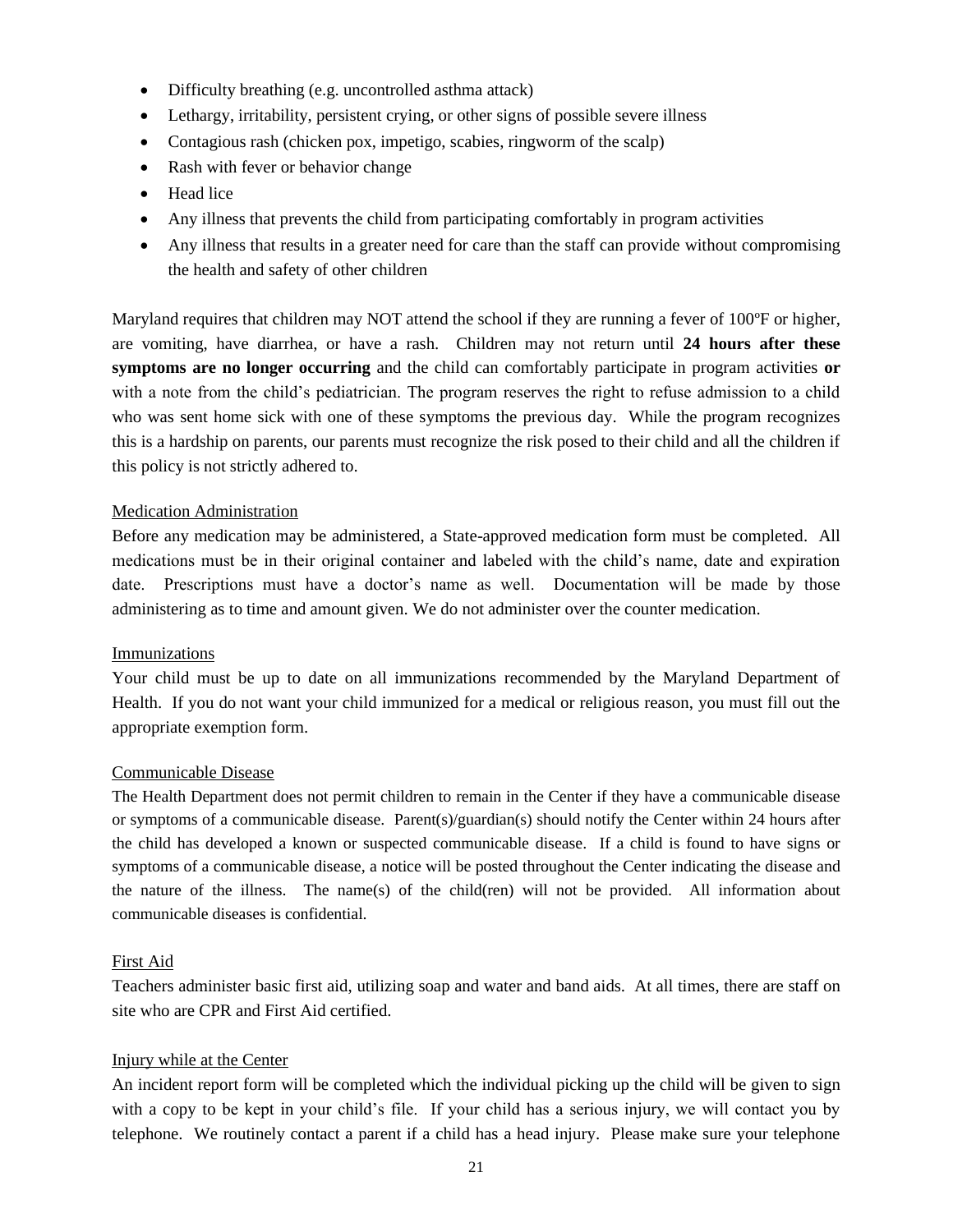- Difficulty breathing (e.g. uncontrolled asthma attack)
- Lethargy, irritability, persistent crying, or other signs of possible severe illness
- Contagious rash (chicken pox, impetigo, scabies, ringworm of the scalp)
- Rash with fever or behavior change
- Head lice
- Any illness that prevents the child from participating comfortably in program activities
- Any illness that results in a greater need for care than the staff can provide without compromising the health and safety of other children

Maryland requires that children may NOT attend the school if they are running a fever of 100ºF or higher, are vomiting, have diarrhea, or have a rash. Children may not return until **24 hours after these symptoms are no longer occurring** and the child can comfortably participate in program activities **or** with a note from the child's pediatrician. The program reserves the right to refuse admission to a child who was sent home sick with one of these symptoms the previous day. While the program recognizes this is a hardship on parents, our parents must recognize the risk posed to their child and all the children if this policy is not strictly adhered to.

<u>Medication Administration</u>

Before any medication may be administered, a State-approved medication form must be completed. All medications must be in their original container and labeled with the child's name, date and expiration date. Prescriptions must have a doctor's name as well. Documentation will be made by those administering as to time and amount given. We do not administer over the counter medication.

<u>Immunizations</u>

Your child must be up to date on all immunizations recommended by the Maryland Department of Health. If you do not want your child immunized for a medical or religious reason, you must fill out the appropriate exemption form.

<u>Communicable Disease</u>

The Health Department does not permit children to remain in the Center if they have a communicable disease or symptoms of a communicable disease. Parent(s)/guardian(s) should notify the Center within 24 hours after the child has developed a known or suspected communicable disease. If a child is found to have signs or symptoms of a communicable disease, a notice will be posted throughout the Center indicating the disease and the nature of the illness. The name(s) of the child(ren) will not be provided. All information about communicable diseases is confidential.

<u>First Aid</u>

Teachers administer basic first aid, utilizing soap and water and band aids. At all times, there are staff on site who are CPR and First Aid certified.

<u>Injury while at the Center</u>

An incident report form will be completed which the individual picking up the child will be given to sign with a copy to be kept in your child's file. If your child has a serious injury, we will contact you by telephone. We routinely contact a parent if a child has a head injury. Please make sure your telephone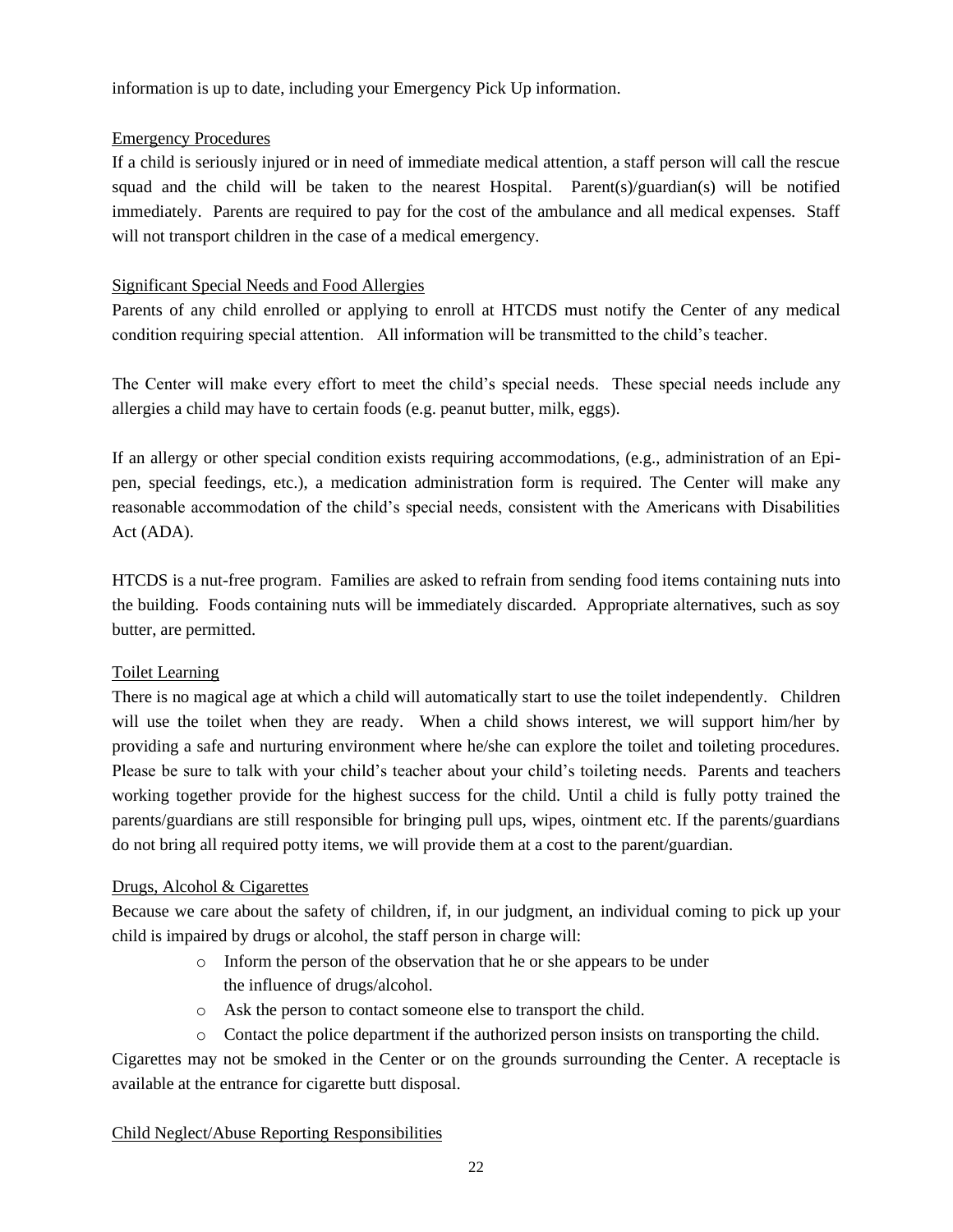information is up to date, including your Emergency Pick Up information.

## Emergency Procedures

If a child is seriously injured or in need of immediate medical attention, a staff person will call the rescue squad and the child will be taken to the nearest Hospital. Parent(s)/guardian(s) will be notified immediately. Parents are required to pay for the cost of the ambulance and all medical expenses. Staff will not transport children in the case of a medical emergency.

## Significant Special Needs and Food Allergies

Parents of any child enrolled or applying to enroll at HTCDS must notify the Center of any medical condition requiring special attention. All information will be transmitted to the child's teacher.

The Center will make every effort to meet the child's special needs. These special needs include any allergies a child may have to certain foods (e.g. peanut butter, milk, eggs).

If an allergy or other special condition exists requiring accommodations, (e.g., administration of an Epi-pen, special feedings, etc.), a medication administration form is required. The Center will make any reasonable accommodation of the child's special needs, consistent with the Americans with Disabilities Act (ADA).

HTCDS is a nut-free program. Families are asked to refrain from sending food items containing nuts into the building. Foods containing nuts will be immediately discarded. Appropriate alternatives, such as soy butter, are permitted.

## Toilet Learning

There is no magical age at which a child will automatically start to use the toilet independently. Children will use the toilet when they are ready. When a child shows interest, we will support him/her by providing a safe and nurturing environment where he/she can explore the toilet and toileting procedures. Please be sure to talk with your child's teacher about your child's toileting needs. Parents and teachers working together provide for the highest success for the child. Until a child is fully potty trained the parents/guardians are still responsible for bringing pull ups, wipes, ointment etc. If the parents/guardians do not bring all required potty items, we will provide them at a cost to the parent/guardian.

## Drugs, Alcohol & Cigarettes

Because we care about the safety of children, if, in our judgment, an individual coming to pick up your child is impaired by drugs or alcohol, the staff person in charge will:

- Inform the person of the observation that he or she appears to be under the influence of drugs/alcohol.
- Ask the person to contact someone else to transport the child.
- Contact the police department if the authorized person insists on transporting the child.

Cigarettes may not be smoked in the Center or on the grounds surrounding the Center. A receptacle is available at the entrance for cigarette butt disposal.

## Child Neglect/Abuse Reporting Responsibilities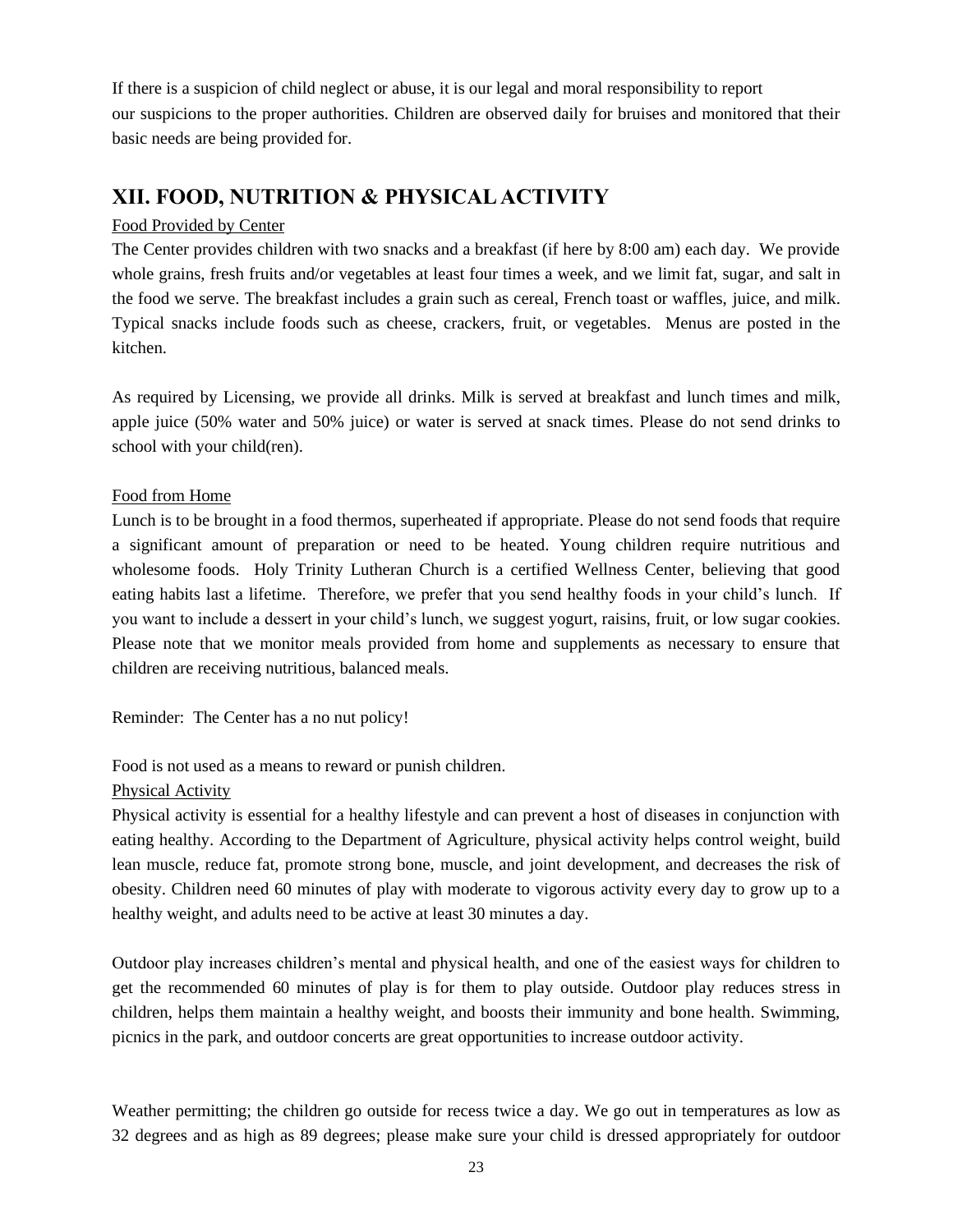If there is a suspicion of child neglect or abuse, it is our legal and moral responsibility to report our suspicions to the proper authorities. Children are observed daily for bruises and monitored that their basic needs are being provided for.

## XII. FOOD, NUTRITION & PHYSICAL ACTIVITY

Food Provided by Center

The Center provides children with two snacks and a breakfast (if here by 8:00 am) each day. We provide whole grains, fresh fruits and/or vegetables at least four times a week, and we limit fat, sugar, and salt in the food we serve. The breakfast includes a grain such as cereal, French toast or waffles, juice, and milk. Typical snacks include foods such as cheese, crackers, fruit, or vegetables. Menus are posted in the kitchen.

As required by Licensing, we provide all drinks. Milk is served at breakfast and lunch times and milk, apple juice (50% water and 50% juice) or water is served at snack times. Please do not send drinks to school with your child(ren).

Food from Home

Lunch is to be brought in a food thermos, superheated if appropriate. Please do not send foods that require a significant amount of preparation or need to be heated. Young children require nutritious and wholesome foods. Holy Trinity Lutheran Church is a certified Wellness Center, believing that good eating habits last a lifetime. Therefore, we prefer that you send healthy foods in your child's lunch. If you want to include a dessert in your child's lunch, we suggest yogurt, raisins, fruit, or low sugar cookies. Please note that we monitor meals provided from home and supplements as necessary to ensure that children are receiving nutritious, balanced meals.

Reminder: The Center has a no nut policy!

Food is not used as a means to reward or punish children.

Physical Activity

Physical activity is essential for a healthy lifestyle and can prevent a host of diseases in conjunction with eating healthy. According to the Department of Agriculture, physical activity helps control weight, build lean muscle, reduce fat, promote strong bone, muscle, and joint development, and decreases the risk of obesity. Children need 60 minutes of play with moderate to vigorous activity every day to grow up to a healthy weight, and adults need to be active at least 30 minutes a day.

Outdoor play increases children's mental and physical health, and one of the easiest ways for children to get the recommended 60 minutes of play is for them to play outside. Outdoor play reduces stress in children, helps them maintain a healthy weight, and boosts their immunity and bone health. Swimming, picnics in the park, and outdoor concerts are great opportunities to increase outdoor activity.

Weather permitting; the children go outside for recess twice a day. We go out in temperatures as low as 32 degrees and as high as 89 degrees; please make sure your child is dressed appropriately for outdoor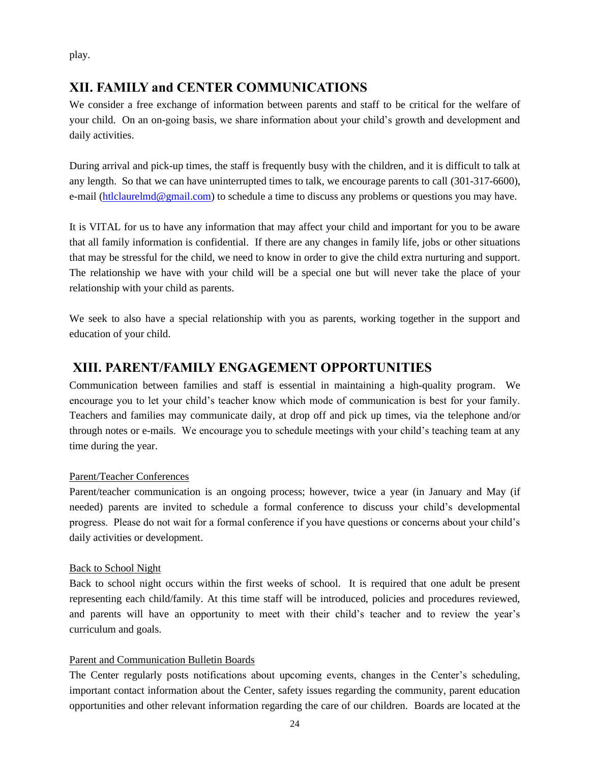play.

## XII. FAMILY and CENTER COMMUNICATIONS

We consider a free exchange of information between parents and staff to be critical for the welfare of your child. On an on-going basis, we share information about your child's growth and development and daily activities.

During arrival and pick-up times, the staff is frequently busy with the children, and it is difficult to talk at any length. So that we can have uninterrupted times to talk, we encourage parents to call (301-317-6600), e-mail (htlclaurelmd@gmail.com) to schedule a time to discuss any problems or questions you may have.

It is VITAL for us to have any information that may affect your child and important for you to be aware that all family information is confidential. If there are any changes in family life, jobs or other situations that may be stressful for the child, we need to know in order to give the child extra nurturing and support. The relationship we have with your child will be a special one but will never take the place of your relationship with your child as parents.

We seek to also have a special relationship with you as parents, working together in the support and education of your child.

## XIII. PARENT/FAMILY ENGAGEMENT OPPORTUNITIES

Communication between families and staff is essential in maintaining a high-quality program. We encourage you to let your child's teacher know which mode of communication is best for your family. Teachers and families may communicate daily, at drop off and pick up times, via the telephone and/or through notes or e-mails. We encourage you to schedule meetings with your child's teaching team at any time during the year.

Parent/Teacher Conferences

Parent/teacher communication is an ongoing process; however, twice a year (in January and May (if needed) parents are invited to schedule a formal conference to discuss your child's developmental progress. Please do not wait for a formal conference if you have questions or concerns about your child's daily activities or development.

Back to School Night

Back to school night occurs within the first weeks of school. It is required that one adult be present representing each child/family. At this time staff will be introduced, policies and procedures reviewed, and parents will have an opportunity to meet with their child's teacher and to review the year's curriculum and goals.

Parent and Communication Bulletin Boards

The Center regularly posts notifications about upcoming events, changes in the Center's scheduling, important contact information about the Center, safety issues regarding the community, parent education opportunities and other relevant information regarding the care of our children. Boards are located at the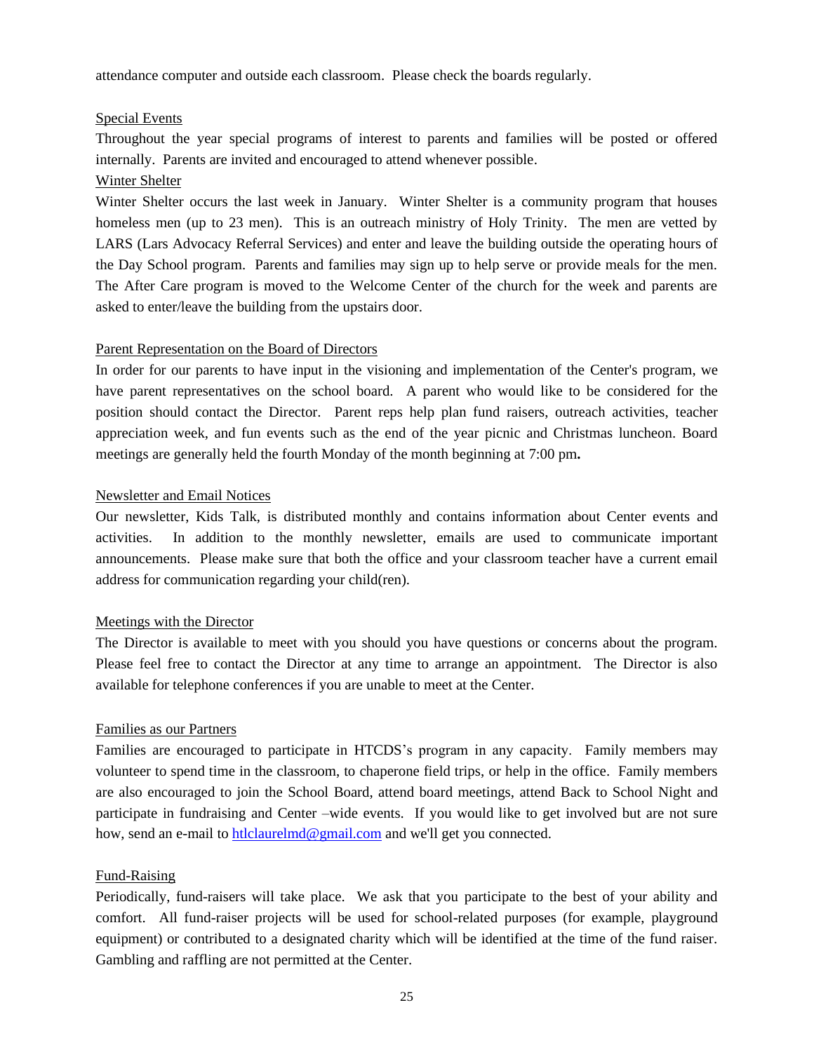attendance computer and outside each classroom. Please check the boards regularly.

## Special Events

Throughout the year special programs of interest to parents and families will be posted or offered internally. Parents are invited and encouraged to attend whenever possible.

## Winter Shelter

Winter Shelter occurs the last week in January. Winter Shelter is a community program that houses homeless men (up to 23 men). This is an outreach ministry of Holy Trinity. The men are vetted by LARS (Lars Advocacy Referral Services) and enter and leave the building outside the operating hours of the Day School program. Parents and families may sign up to help serve or provide meals for the men. The After Care program is moved to the Welcome Center of the church for the week and parents are asked to enter/leave the building from the upstairs door.

## Parent Representation on the Board of Directors

In order for our parents to have input in the visioning and implementation of the Center's program, we have parent representatives on the school board. A parent who would like to be considered for the position should contact the Director. Parent reps help plan fund raisers, outreach activities, teacher appreciation week, and fun events such as the end of the year picnic and Christmas luncheon. Board meetings are generally held the fourth Monday of the month beginning at 7:00 pm**.**

## Newsletter and Email Notices

Our newsletter, Kids Talk, is distributed monthly and contains information about Center events and activities. In addition to the monthly newsletter, emails are used to communicate important announcements. Please make sure that both the office and your classroom teacher have a current email address for communication regarding your child(ren).

## Meetings with the Director

The Director is available to meet with you should you have questions or concerns about the program. Please feel free to contact the Director at any time to arrange an appointment. The Director is also available for telephone conferences if you are unable to meet at the Center.

## Families as our Partners

Families are encouraged to participate in HTCDS's program in any capacity. Family members may volunteer to spend time in the classroom, to chaperone field trips, or help in the office. Family members are also encouraged to join the School Board, attend board meetings, attend Back to School Night and participate in fundraising and Center –wide events. If you would like to get involved but are not sure how, send an e-mail to [htlclaurelmd@gmail.com](mailto:htlclaurelmd@gmail.com) and we'll get you connected.

## Fund-Raising

Periodically, fund-raisers will take place. We ask that you participate to the best of your ability and comfort. All fund-raiser projects will be used for school-related purposes (for example, playground equipment) or contributed to a designated charity which will be identified at the time of the fund raiser. Gambling and raffling are not permitted at the Center.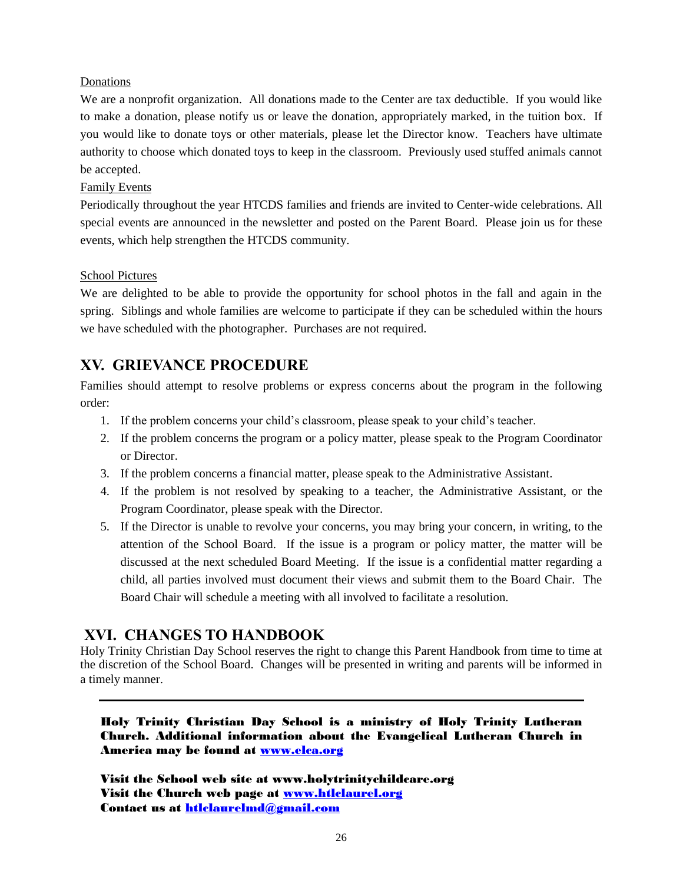Donations

We are a nonprofit organization. All donations made to the Center are tax deductible. If you would like to make a donation, please notify us or leave the donation, appropriately marked, in the tuition box. If you would like to donate toys or other materials, please let the Director know. Teachers have ultimate authority to choose which donated toys to keep in the classroom. Previously used stuffed animals cannot be accepted.

Family Events

Periodically throughout the year HTCDS families and friends are invited to Center-wide celebrations. All special events are announced in the newsletter and posted on the Parent Board. Please join us for these events, which help strengthen the HTCDS community.

School Pictures

We are delighted to be able to provide the opportunity for school photos in the fall and again in the spring. Siblings and whole families are welcome to participate if they can be scheduled within the hours we have scheduled with the photographer. Purchases are not required.

## XV. GRIEVANCE PROCEDURE

Families should attempt to resolve problems or express concerns about the program in the following order:

1. If the problem concerns your child's classroom, please speak to your child's teacher.
2. If the problem concerns the program or a policy matter, please speak to the Program Coordinator or Director.
3. If the problem concerns a financial matter, please speak to the Administrative Assistant.
4. If the problem is not resolved by speaking to a teacher, the Administrative Assistant, or the Program Coordinator, please speak with the Director.
5. If the Director is unable to revolve your concerns, you may bring your concern, in writing, to the attention of the School Board. If the issue is a program or policy matter, the matter will be discussed at the next scheduled Board Meeting. If the issue is a confidential matter regarding a child, all parties involved must document their views and submit them to the Board Chair. The Board Chair will schedule a meeting with all involved to facilitate a resolution.

## XVI. CHANGES TO HANDBOOK

Holy Trinity Christian Day School reserves the right to change this Parent Handbook from time to time at the discretion of the School Board. Changes will be presented in writing and parents will be informed in a timely manner.

---

**Holy Trinity Christian Day School is a ministry of Holy Trinity Lutheran Church. Additional information about the Evangelical Lutheran Church in America may be found at www.elca.org**

**Visit the School web site at www.holytrinitychildcare.org**
**Visit the Church web page at www.htlclaurel.org**
**Contact us at htlclaurelmd@gmail.com**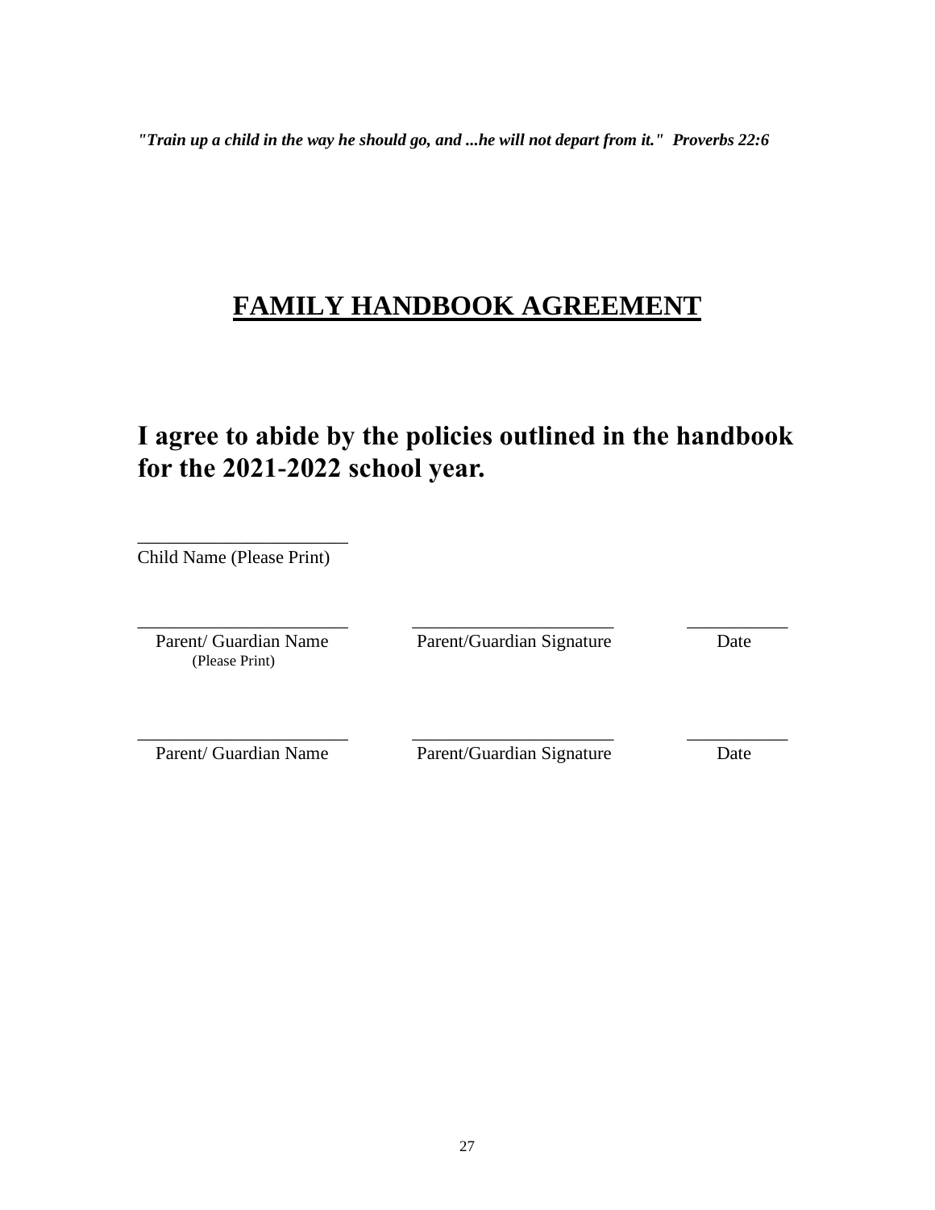***"Train up a child in the way he should go, and ...he will not depart from it." Proverbs 22:6***

# FAMILY HANDBOOK AGREEMENT

**I agree to abide by the policies outlined in the handbook for the 2021-2022 school year.**

______________________
Child Name (Please Print)

______________________ ______________________ __________
Parent/ Guardian Name (Please Print) Parent/Guardian Signature Date

______________________ ______________________ __________
Parent/ Guardian Name Parent/Guardian Signature Date